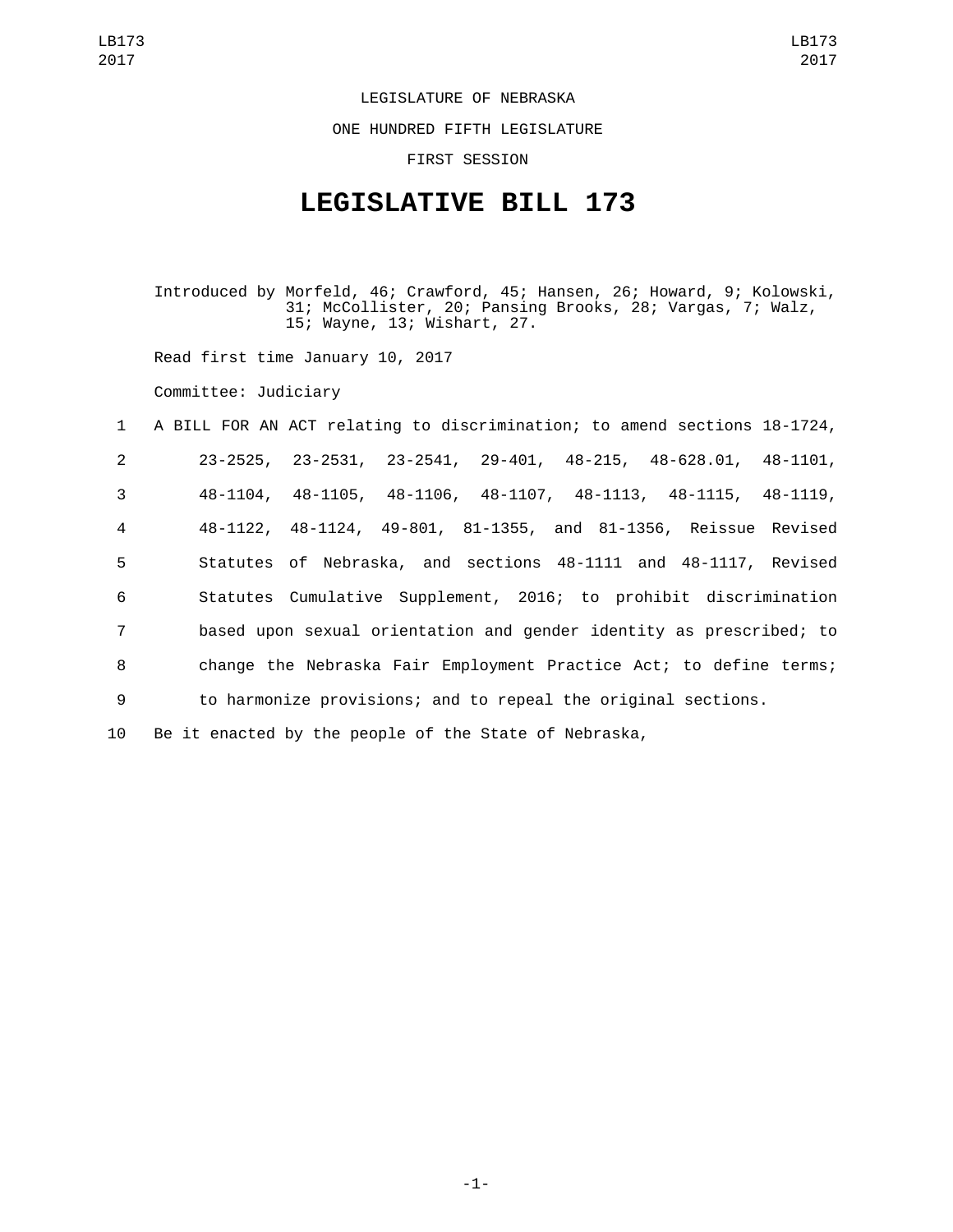LEGISLATURE OF NEBRASKA

ONE HUNDRED FIFTH LEGISLATURE

FIRST SESSION

# LEGISLATIVE BILL 173

Introduced by Morfeld, 46; Crawford, 45; Hansen, 26; Howard, 9; Kolowski, 31; McCollister, 20; Pansing Brooks, 28; Vargas, 7; Walz, 15; Wayne, 13; Wishart, 27.

Read first time January 10, 2017

Committee: Judiciary

1 A BILL FOR AN ACT relating to discrimination; to amend sections 18-1724,
2 23-2525, 23-2531, 23-2541, 29-401, 48-215, 48-628.01, 48-1101,
3 48-1104, 48-1105, 48-1106, 48-1107, 48-1113, 48-1115, 48-1119,
4 48-1122, 48-1124, 49-801, 81-1355, and 81-1356, Reissue Revised
5 Statutes of Nebraska, and sections 48-1111 and 48-1117, Revised
6 Statutes Cumulative Supplement, 2016; to prohibit discrimination
7 based upon sexual orientation and gender identity as prescribed; to
8 change the Nebraska Fair Employment Practice Act; to define terms;
9 to harmonize provisions; and to repeal the original sections.

10 Be it enacted by the people of the State of Nebraska,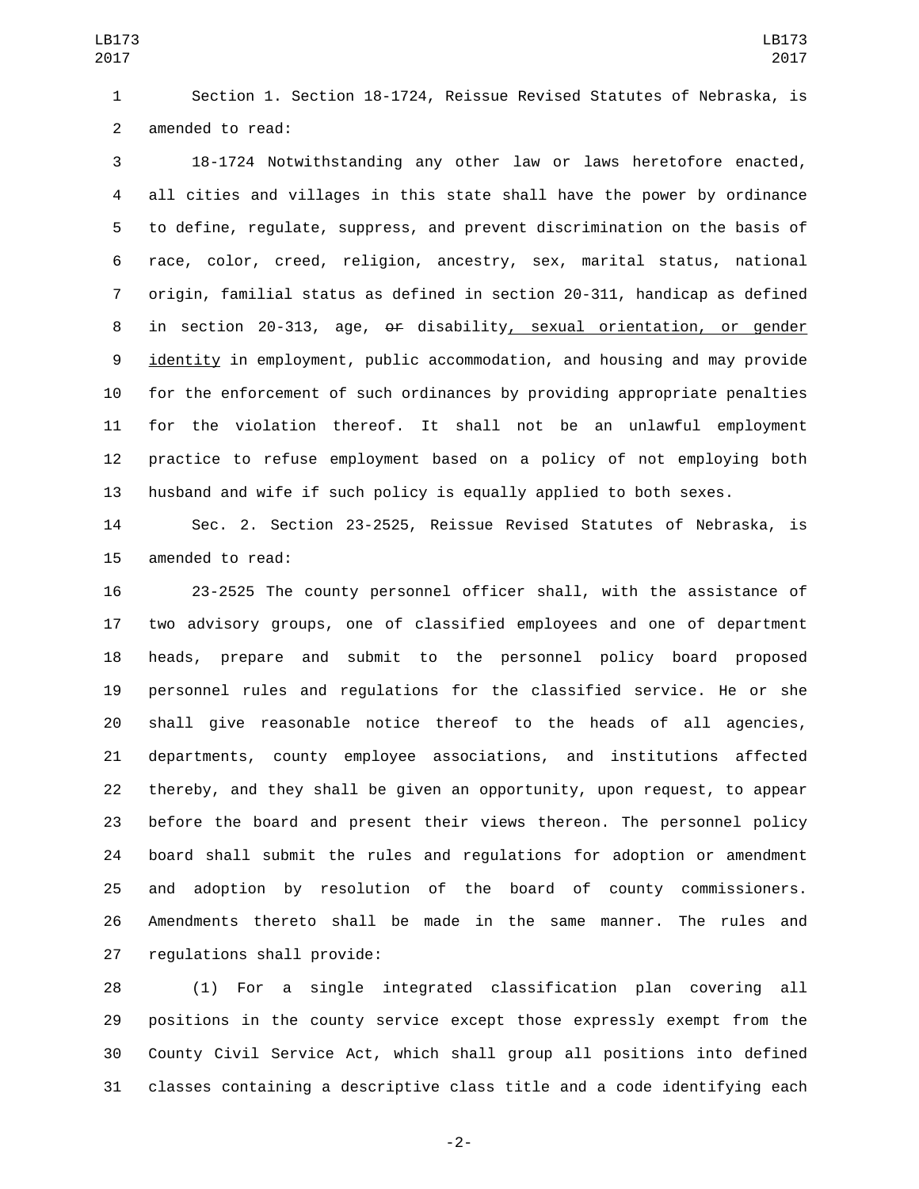Section 1. Section 18-1724, Reissue Revised Statutes of Nebraska, is amended to read:

18-1724 Notwithstanding any other law or laws heretofore enacted, all cities and villages in this state shall have the power by ordinance to define, regulate, suppress, and prevent discrimination on the basis of race, color, creed, religion, ancestry, sex, marital status, national origin, familial status as defined in section 20-311, handicap as defined in section 20-313, age, ~~or~~ disability, sexual orientation, or gender identity in employment, public accommodation, and housing and may provide for the enforcement of such ordinances by providing appropriate penalties for the violation thereof. It shall not be an unlawful employment practice to refuse employment based on a policy of not employing both husband and wife if such policy is equally applied to both sexes.

Sec. 2. Section 23-2525, Reissue Revised Statutes of Nebraska, is amended to read:

23-2525 The county personnel officer shall, with the assistance of two advisory groups, one of classified employees and one of department heads, prepare and submit to the personnel policy board proposed personnel rules and regulations for the classified service. He or she shall give reasonable notice thereof to the heads of all agencies, departments, county employee associations, and institutions affected thereby, and they shall be given an opportunity, upon request, to appear before the board and present their views thereon. The personnel policy board shall submit the rules and regulations for adoption or amendment and adoption by resolution of the board of county commissioners. Amendments thereto shall be made in the same manner. The rules and regulations shall provide:

(1) For a single integrated classification plan covering all positions in the county service except those expressly exempt from the County Civil Service Act, which shall group all positions into defined classes containing a descriptive class title and a code identifying each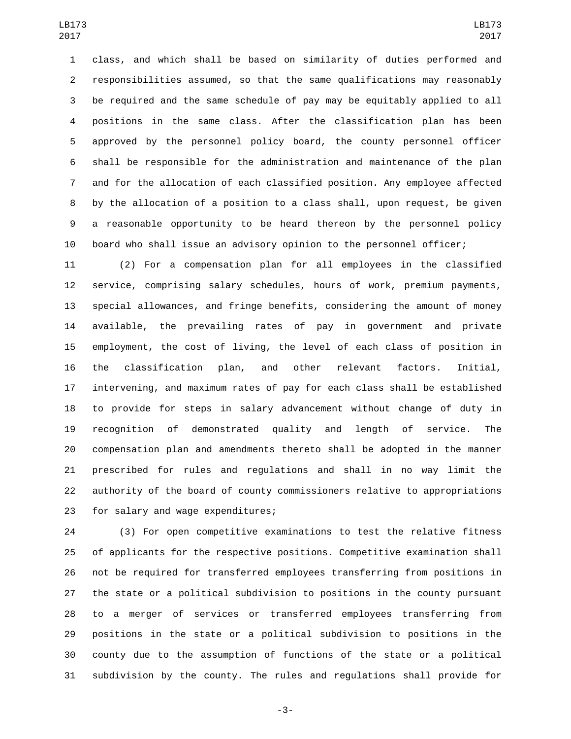class, and which shall be based on similarity of duties performed and responsibilities assumed, so that the same qualifications may reasonably be required and the same schedule of pay may be equitably applied to all positions in the same class. After the classification plan has been approved by the personnel policy board, the county personnel officer shall be responsible for the administration and maintenance of the plan and for the allocation of each classified position. Any employee affected by the allocation of a position to a class shall, upon request, be given a reasonable opportunity to be heard thereon by the personnel policy board who shall issue an advisory opinion to the personnel officer;

(2) For a compensation plan for all employees in the classified service, comprising salary schedules, hours of work, premium payments, special allowances, and fringe benefits, considering the amount of money available, the prevailing rates of pay in government and private employment, the cost of living, the level of each class of position in the classification plan, and other relevant factors. Initial, intervening, and maximum rates of pay for each class shall be established to provide for steps in salary advancement without change of duty in recognition of demonstrated quality and length of service. The compensation plan and amendments thereto shall be adopted in the manner prescribed for rules and regulations and shall in no way limit the authority of the board of county commissioners relative to appropriations for salary and wage expenditures;

(3) For open competitive examinations to test the relative fitness of applicants for the respective positions. Competitive examination shall not be required for transferred employees transferring from positions in the state or a political subdivision to positions in the county pursuant to a merger of services or transferred employees transferring from positions in the state or a political subdivision to positions in the county due to the assumption of functions of the state or a political subdivision by the county. The rules and regulations shall provide for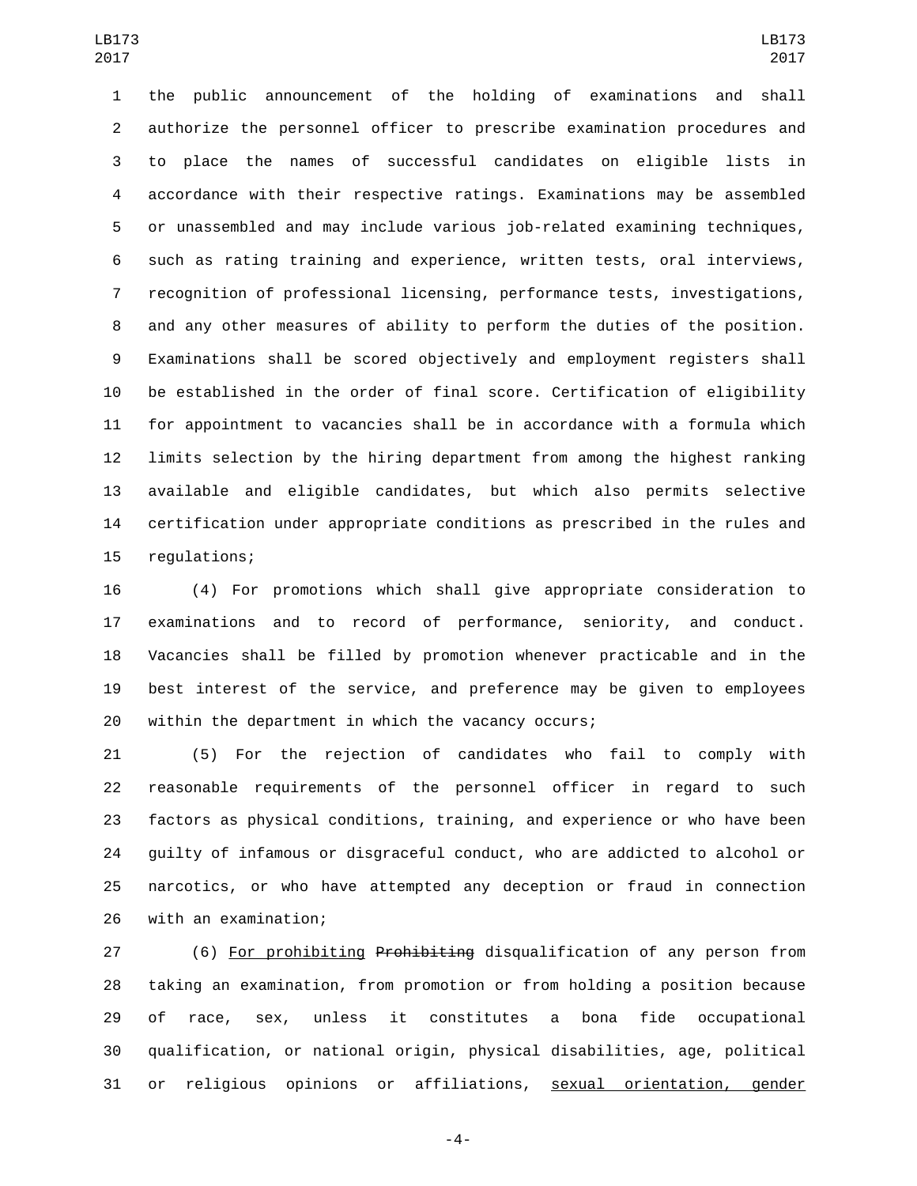the public announcement of the holding of examinations and shall authorize the personnel officer to prescribe examination procedures and to place the names of successful candidates on eligible lists in accordance with their respective ratings. Examinations may be assembled or unassembled and may include various job-related examining techniques, such as rating training and experience, written tests, oral interviews, recognition of professional licensing, performance tests, investigations, and any other measures of ability to perform the duties of the position. Examinations shall be scored objectively and employment registers shall be established in the order of final score. Certification of eligibility for appointment to vacancies shall be in accordance with a formula which limits selection by the hiring department from among the highest ranking available and eligible candidates, but which also permits selective certification under appropriate conditions as prescribed in the rules and regulations;

(4) For promotions which shall give appropriate consideration to examinations and to record of performance, seniority, and conduct. Vacancies shall be filled by promotion whenever practicable and in the best interest of the service, and preference may be given to employees within the department in which the vacancy occurs;

(5) For the rejection of candidates who fail to comply with reasonable requirements of the personnel officer in regard to such factors as physical conditions, training, and experience or who have been guilty of infamous or disgraceful conduct, who are addicted to alcohol or narcotics, or who have attempted any deception or fraud in connection with an examination;

(6) <u>For prohibiting</u> ~~Prohibiting~~ disqualification of any person from taking an examination, from promotion or from holding a position because of race, sex, unless it constitutes a bona fide occupational qualification, or national origin, physical disabilities, age, political or religious opinions or affiliations, <u>sexual orientation, gender</u>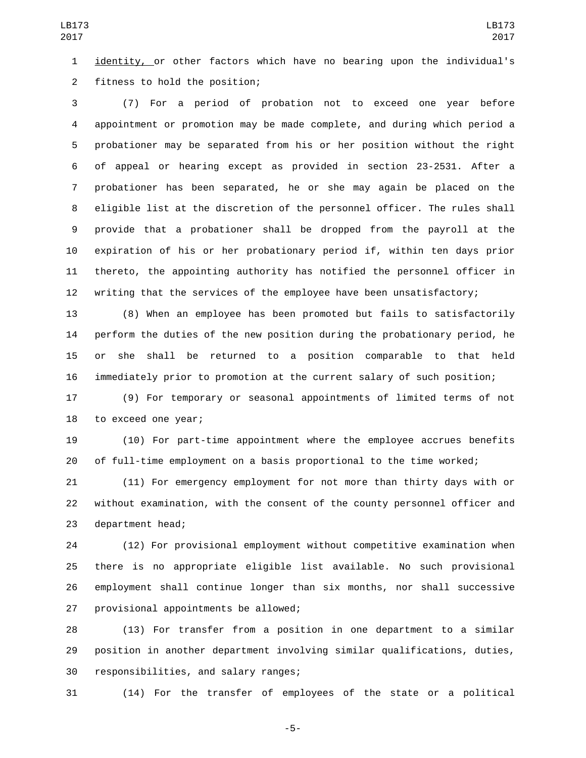identity, or other factors which have no bearing upon the individual's fitness to hold the position;

(7) For a period of probation not to exceed one year before appointment or promotion may be made complete, and during which period a probationer may be separated from his or her position without the right of appeal or hearing except as provided in section 23-2531. After a probationer has been separated, he or she may again be placed on the eligible list at the discretion of the personnel officer. The rules shall provide that a probationer shall be dropped from the payroll at the expiration of his or her probationary period if, within ten days prior thereto, the appointing authority has notified the personnel officer in writing that the services of the employee have been unsatisfactory;

(8) When an employee has been promoted but fails to satisfactorily perform the duties of the new position during the probationary period, he or she shall be returned to a position comparable to that held immediately prior to promotion at the current salary of such position;

(9) For temporary or seasonal appointments of limited terms of not to exceed one year;

(10) For part-time appointment where the employee accrues benefits of full-time employment on a basis proportional to the time worked;

(11) For emergency employment for not more than thirty days with or without examination, with the consent of the county personnel officer and department head;

(12) For provisional employment without competitive examination when there is no appropriate eligible list available. No such provisional employment shall continue longer than six months, nor shall successive provisional appointments be allowed;

(13) For transfer from a position in one department to a similar position in another department involving similar qualifications, duties, responsibilities, and salary ranges;

(14) For the transfer of employees of the state or a political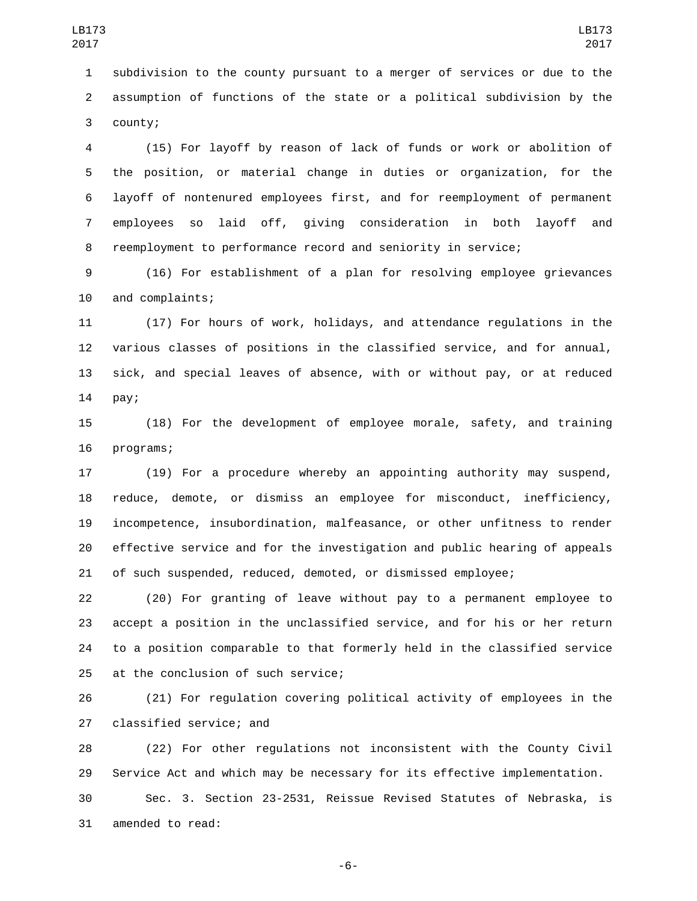subdivision to the county pursuant to a merger of services or due to the assumption of functions of the state or a political subdivision by the county;

(15) For layoff by reason of lack of funds or work or abolition of the position, or material change in duties or organization, for the layoff of nontenured employees first, and for reemployment of permanent employees so laid off, giving consideration in both layoff and reemployment to performance record and seniority in service;

(16) For establishment of a plan for resolving employee grievances and complaints;

(17) For hours of work, holidays, and attendance regulations in the various classes of positions in the classified service, and for annual, sick, and special leaves of absence, with or without pay, or at reduced pay;

(18) For the development of employee morale, safety, and training programs;

(19) For a procedure whereby an appointing authority may suspend, reduce, demote, or dismiss an employee for misconduct, inefficiency, incompetence, insubordination, malfeasance, or other unfitness to render effective service and for the investigation and public hearing of appeals of such suspended, reduced, demoted, or dismissed employee;

(20) For granting of leave without pay to a permanent employee to accept a position in the unclassified service, and for his or her return to a position comparable to that formerly held in the classified service at the conclusion of such service;

(21) For regulation covering political activity of employees in the classified service; and

(22) For other regulations not inconsistent with the County Civil Service Act and which may be necessary for its effective implementation.

Sec. 3. Section 23-2531, Reissue Revised Statutes of Nebraska, is amended to read: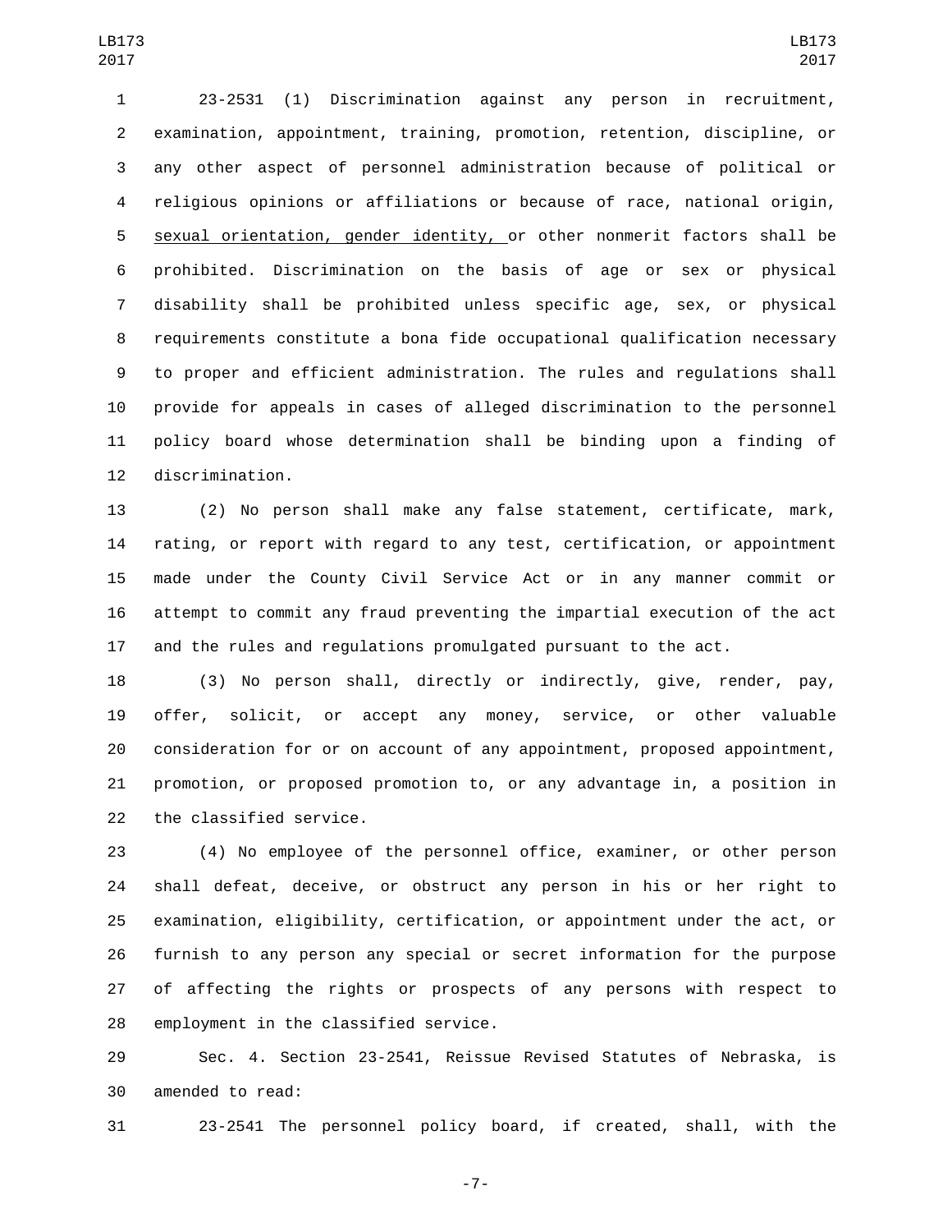23-2531 (1) Discrimination against any person in recruitment, examination, appointment, training, promotion, retention, discipline, or any other aspect of personnel administration because of political or religious opinions or affiliations or because of race, national origin, <u>sexual orientation, gender identity,</u> or other nonmerit factors shall be prohibited. Discrimination on the basis of age or sex or physical disability shall be prohibited unless specific age, sex, or physical requirements constitute a bona fide occupational qualification necessary to proper and efficient administration. The rules and regulations shall provide for appeals in cases of alleged discrimination to the personnel policy board whose determination shall be binding upon a finding of discrimination.

(2) No person shall make any false statement, certificate, mark, rating, or report with regard to any test, certification, or appointment made under the County Civil Service Act or in any manner commit or attempt to commit any fraud preventing the impartial execution of the act and the rules and regulations promulgated pursuant to the act.

(3) No person shall, directly or indirectly, give, render, pay, offer, solicit, or accept any money, service, or other valuable consideration for or on account of any appointment, proposed appointment, promotion, or proposed promotion to, or any advantage in, a position in the classified service.

(4) No employee of the personnel office, examiner, or other person shall defeat, deceive, or obstruct any person in his or her right to examination, eligibility, certification, or appointment under the act, or furnish to any person any special or secret information for the purpose of affecting the rights or prospects of any persons with respect to employment in the classified service.

Sec. 4. Section 23-2541, Reissue Revised Statutes of Nebraska, is amended to read:

23-2541 The personnel policy board, if created, shall, with the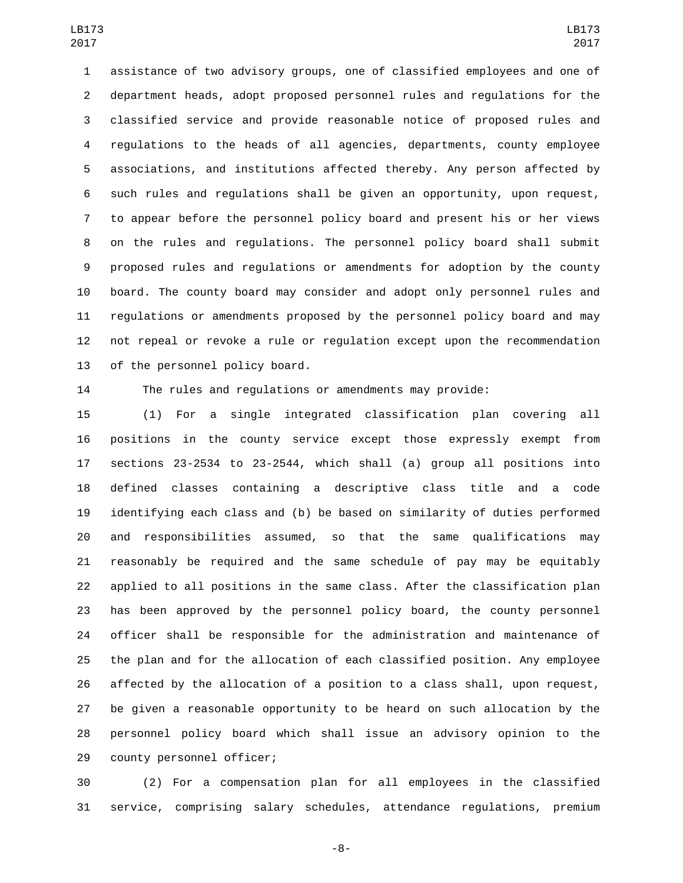assistance of two advisory groups, one of classified employees and one of department heads, adopt proposed personnel rules and regulations for the classified service and provide reasonable notice of proposed rules and regulations to the heads of all agencies, departments, county employee associations, and institutions affected thereby. Any person affected by such rules and regulations shall be given an opportunity, upon request, to appear before the personnel policy board and present his or her views on the rules and regulations. The personnel policy board shall submit proposed rules and regulations or amendments for adoption by the county board. The county board may consider and adopt only personnel rules and regulations or amendments proposed by the personnel policy board and may not repeal or revoke a rule or regulation except upon the recommendation of the personnel policy board.

The rules and regulations or amendments may provide:

(1) For a single integrated classification plan covering all positions in the county service except those expressly exempt from sections 23-2534 to 23-2544, which shall (a) group all positions into defined classes containing a descriptive class title and a code identifying each class and (b) be based on similarity of duties performed and responsibilities assumed, so that the same qualifications may reasonably be required and the same schedule of pay may be equitably applied to all positions in the same class. After the classification plan has been approved by the personnel policy board, the county personnel officer shall be responsible for the administration and maintenance of the plan and for the allocation of each classified position. Any employee affected by the allocation of a position to a class shall, upon request, be given a reasonable opportunity to be heard on such allocation by the personnel policy board which shall issue an advisory opinion to the county personnel officer;

(2) For a compensation plan for all employees in the classified service, comprising salary schedules, attendance regulations, premium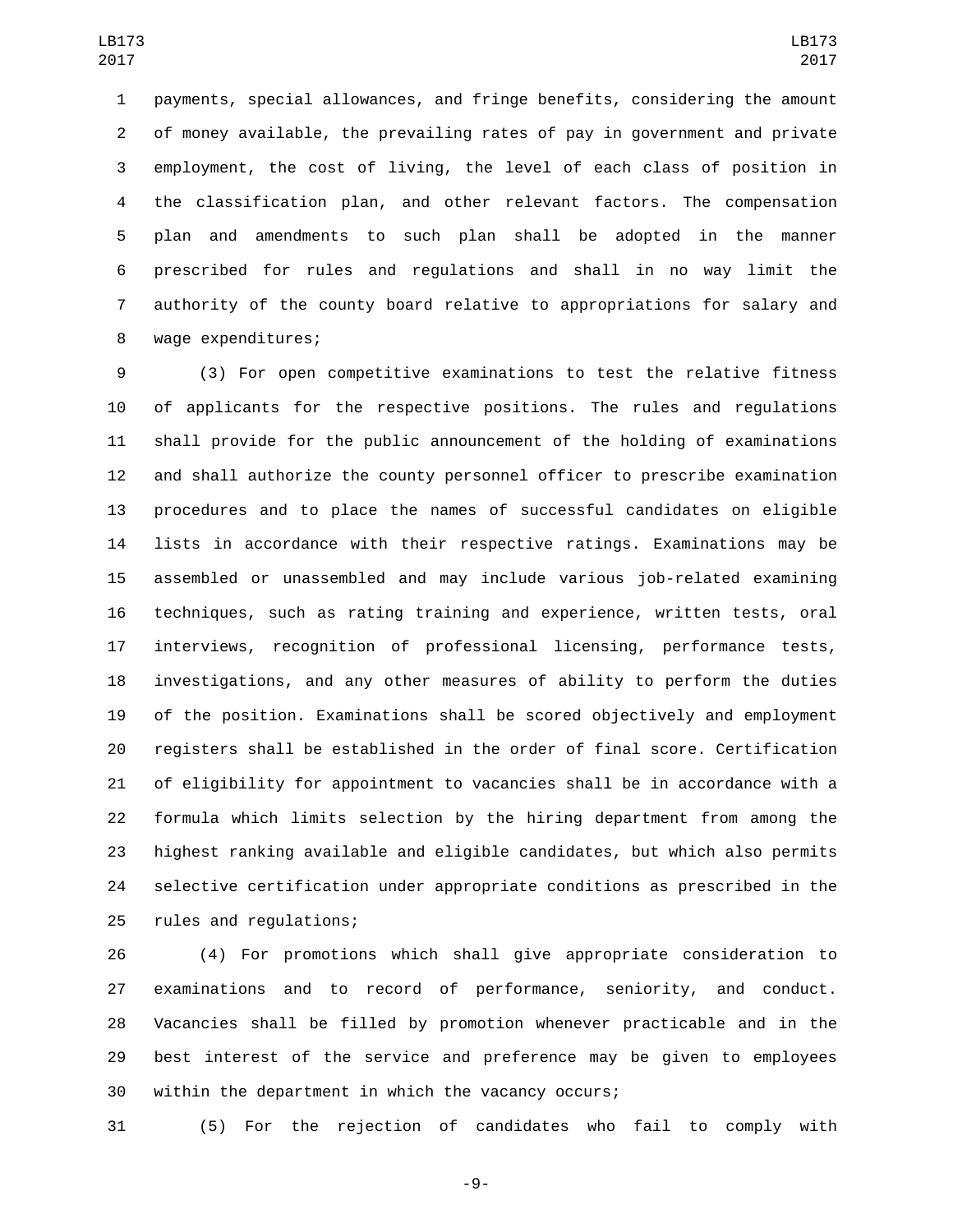payments, special allowances, and fringe benefits, considering the amount of money available, the prevailing rates of pay in government and private employment, the cost of living, the level of each class of position in the classification plan, and other relevant factors. The compensation plan and amendments to such plan shall be adopted in the manner prescribed for rules and regulations and shall in no way limit the authority of the county board relative to appropriations for salary and wage expenditures;

(3) For open competitive examinations to test the relative fitness of applicants for the respective positions. The rules and regulations shall provide for the public announcement of the holding of examinations and shall authorize the county personnel officer to prescribe examination procedures and to place the names of successful candidates on eligible lists in accordance with their respective ratings. Examinations may be assembled or unassembled and may include various job-related examining techniques, such as rating training and experience, written tests, oral interviews, recognition of professional licensing, performance tests, investigations, and any other measures of ability to perform the duties of the position. Examinations shall be scored objectively and employment registers shall be established in the order of final score. Certification of eligibility for appointment to vacancies shall be in accordance with a formula which limits selection by the hiring department from among the highest ranking available and eligible candidates, but which also permits selective certification under appropriate conditions as prescribed in the rules and regulations;

(4) For promotions which shall give appropriate consideration to examinations and to record of performance, seniority, and conduct. Vacancies shall be filled by promotion whenever practicable and in the best interest of the service and preference may be given to employees within the department in which the vacancy occurs;

(5) For the rejection of candidates who fail to comply with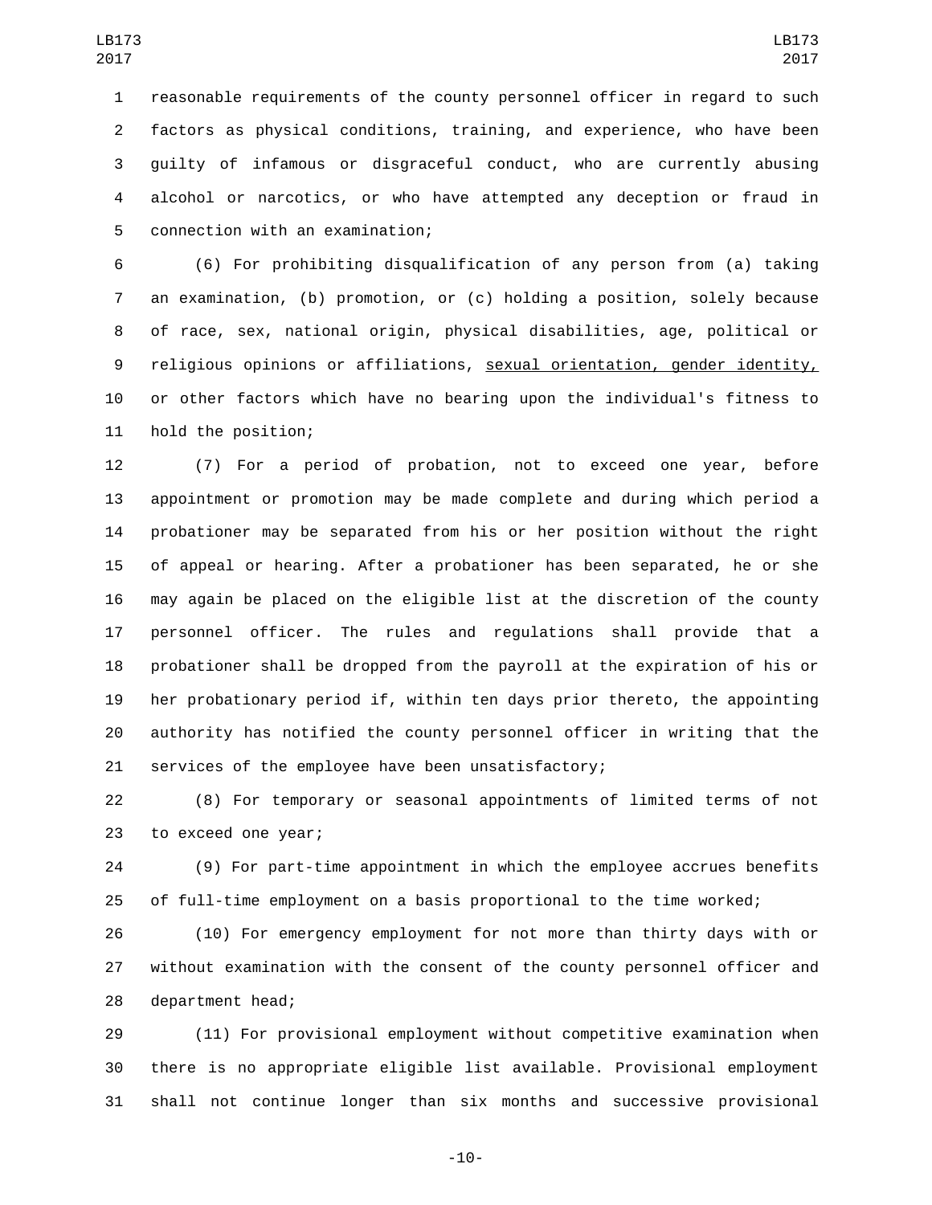reasonable requirements of the county personnel officer in regard to such factors as physical conditions, training, and experience, who have been guilty of infamous or disgraceful conduct, who are currently abusing alcohol or narcotics, or who have attempted any deception or fraud in connection with an examination;

(6) For prohibiting disqualification of any person from (a) taking an examination, (b) promotion, or (c) holding a position, solely because of race, sex, national origin, physical disabilities, age, political or religious opinions or affiliations, <u>sexual orientation, gender identity,</u> or other factors which have no bearing upon the individual's fitness to hold the position;

(7) For a period of probation, not to exceed one year, before appointment or promotion may be made complete and during which period a probationer may be separated from his or her position without the right of appeal or hearing. After a probationer has been separated, he or she may again be placed on the eligible list at the discretion of the county personnel officer. The rules and regulations shall provide that a probationer shall be dropped from the payroll at the expiration of his or her probationary period if, within ten days prior thereto, the appointing authority has notified the county personnel officer in writing that the services of the employee have been unsatisfactory;

(8) For temporary or seasonal appointments of limited terms of not to exceed one year;

(9) For part-time appointment in which the employee accrues benefits of full-time employment on a basis proportional to the time worked;

(10) For emergency employment for not more than thirty days with or without examination with the consent of the county personnel officer and department head;

(11) For provisional employment without competitive examination when there is no appropriate eligible list available. Provisional employment shall not continue longer than six months and successive provisional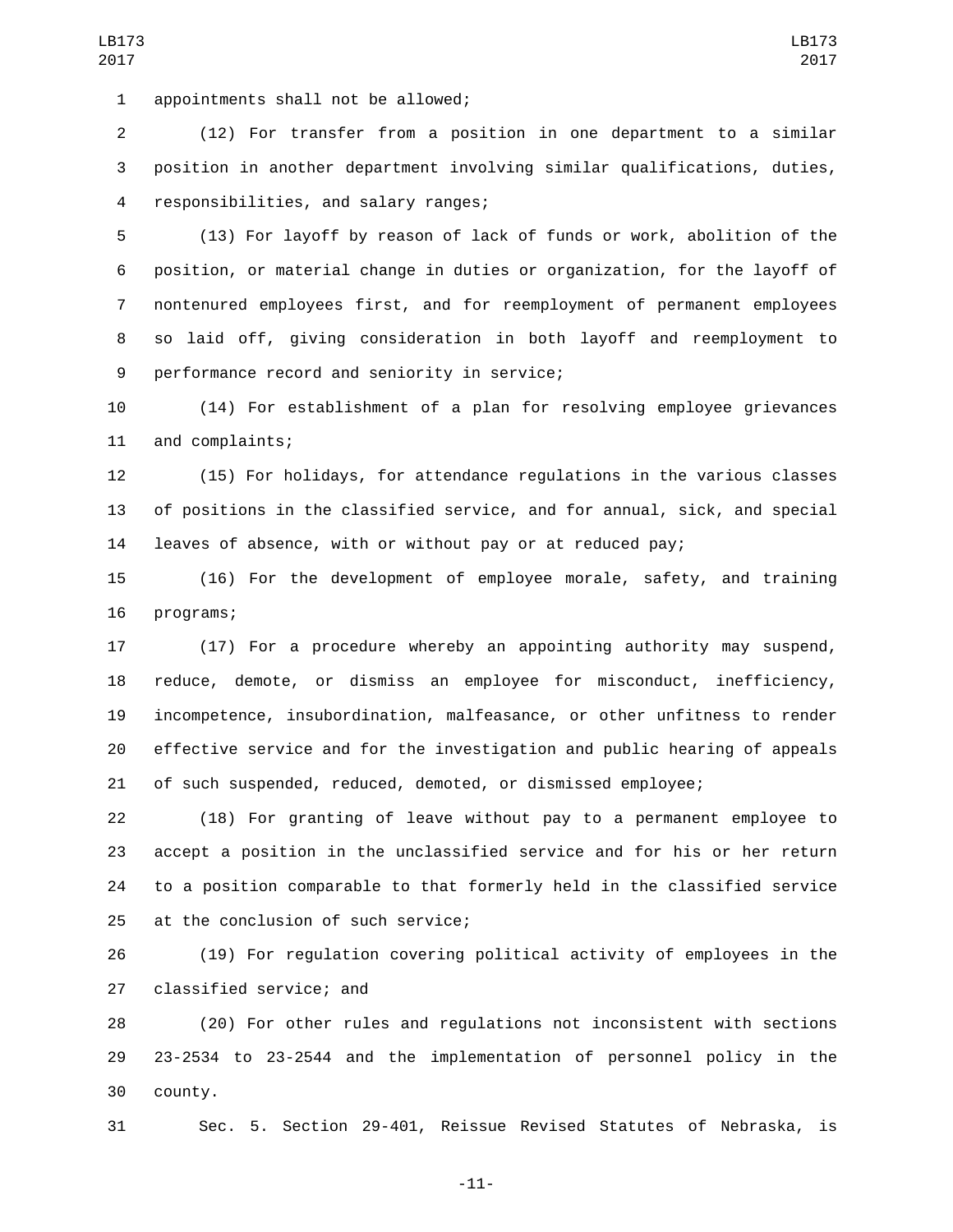appointments shall not be allowed;

(12) For transfer from a position in one department to a similar position in another department involving similar qualifications, duties, responsibilities, and salary ranges;

(13) For layoff by reason of lack of funds or work, abolition of the position, or material change in duties or organization, for the layoff of nontenured employees first, and for reemployment of permanent employees so laid off, giving consideration in both layoff and reemployment to performance record and seniority in service;

(14) For establishment of a plan for resolving employee grievances and complaints;

(15) For holidays, for attendance regulations in the various classes of positions in the classified service, and for annual, sick, and special leaves of absence, with or without pay or at reduced pay;

(16) For the development of employee morale, safety, and training programs;

(17) For a procedure whereby an appointing authority may suspend, reduce, demote, or dismiss an employee for misconduct, inefficiency, incompetence, insubordination, malfeasance, or other unfitness to render effective service and for the investigation and public hearing of appeals of such suspended, reduced, demoted, or dismissed employee;

(18) For granting of leave without pay to a permanent employee to accept a position in the unclassified service and for his or her return to a position comparable to that formerly held in the classified service at the conclusion of such service;

(19) For regulation covering political activity of employees in the classified service; and

(20) For other rules and regulations not inconsistent with sections 23-2534 to 23-2544 and the implementation of personnel policy in the county.

Sec. 5. Section 29-401, Reissue Revised Statutes of Nebraska, is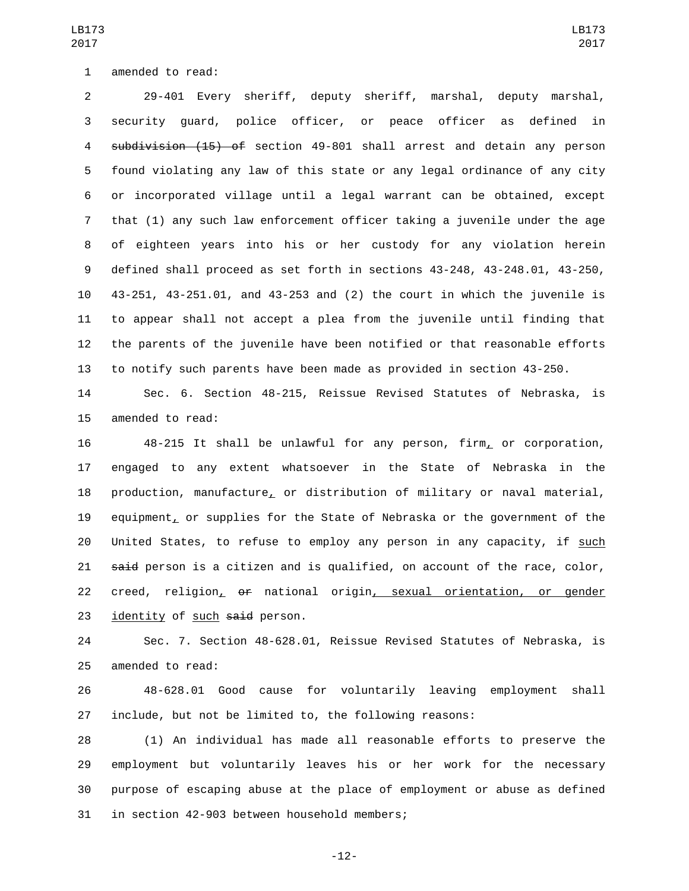amended to read:

29-401 Every sheriff, deputy sheriff, marshal, deputy marshal, security guard, police officer, or peace officer as defined in ~~subdivision (15) of~~ section 49-801 shall arrest and detain any person found violating any law of this state or any legal ordinance of any city or incorporated village until a legal warrant can be obtained, except that (1) any such law enforcement officer taking a juvenile under the age of eighteen years into his or her custody for any violation herein defined shall proceed as set forth in sections 43-248, 43-248.01, 43-250, 43-251, 43-251.01, and 43-253 and (2) the court in which the juvenile is to appear shall not accept a plea from the juvenile until finding that the parents of the juvenile have been notified or that reasonable efforts to notify such parents have been made as provided in section 43-250.

Sec. 6. Section 48-215, Reissue Revised Statutes of Nebraska, is amended to read:

48-215 It shall be unlawful for any person, firm, or corporation, engaged to any extent whatsoever in the State of Nebraska in the production, manufacture, or distribution of military or naval material, equipment, or supplies for the State of Nebraska or the government of the United States, to refuse to employ any person in any capacity, if such ~~said~~ person is a citizen and is qualified, on account of the race, color, creed, religion, ~~or~~ national origin, sexual orientation, or gender identity of such ~~said~~ person.

Sec. 7. Section 48-628.01, Reissue Revised Statutes of Nebraska, is amended to read:

48-628.01 Good cause for voluntarily leaving employment shall include, but not be limited to, the following reasons:

(1) An individual has made all reasonable efforts to preserve the employment but voluntarily leaves his or her work for the necessary purpose of escaping abuse at the place of employment or abuse as defined in section 42-903 between household members;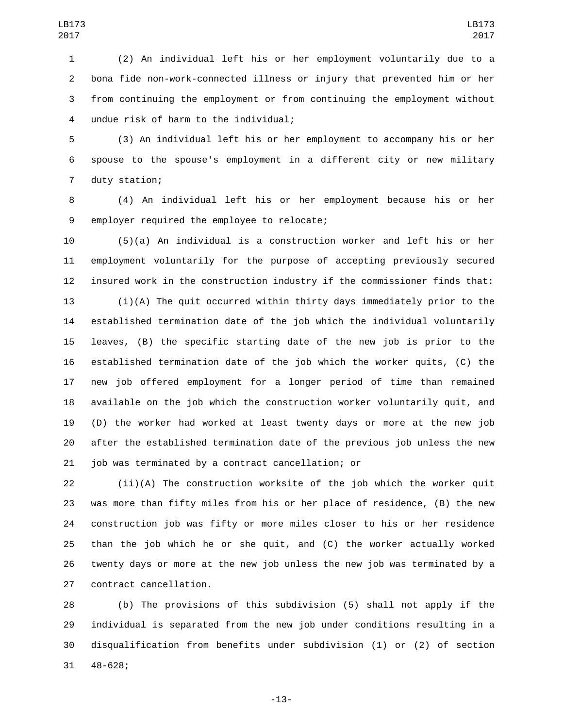(2) An individual left his or her employment voluntarily due to a bona fide non-work-connected illness or injury that prevented him or her from continuing the employment or from continuing the employment without undue risk of harm to the individual;

(3) An individual left his or her employment to accompany his or her spouse to the spouse's employment in a different city or new military duty station;

(4) An individual left his or her employment because his or her employer required the employee to relocate;

(5)(a) An individual is a construction worker and left his or her employment voluntarily for the purpose of accepting previously secured insured work in the construction industry if the commissioner finds that:

(i)(A) The quit occurred within thirty days immediately prior to the established termination date of the job which the individual voluntarily leaves, (B) the specific starting date of the new job is prior to the established termination date of the job which the worker quits, (C) the new job offered employment for a longer period of time than remained available on the job which the construction worker voluntarily quit, and (D) the worker had worked at least twenty days or more at the new job after the established termination date of the previous job unless the new job was terminated by a contract cancellation; or

(ii)(A) The construction worksite of the job which the worker quit was more than fifty miles from his or her place of residence, (B) the new construction job was fifty or more miles closer to his or her residence than the job which he or she quit, and (C) the worker actually worked twenty days or more at the new job unless the new job was terminated by a contract cancellation.

(b) The provisions of this subdivision (5) shall not apply if the individual is separated from the new job under conditions resulting in a disqualification from benefits under subdivision (1) or (2) of section 48-628;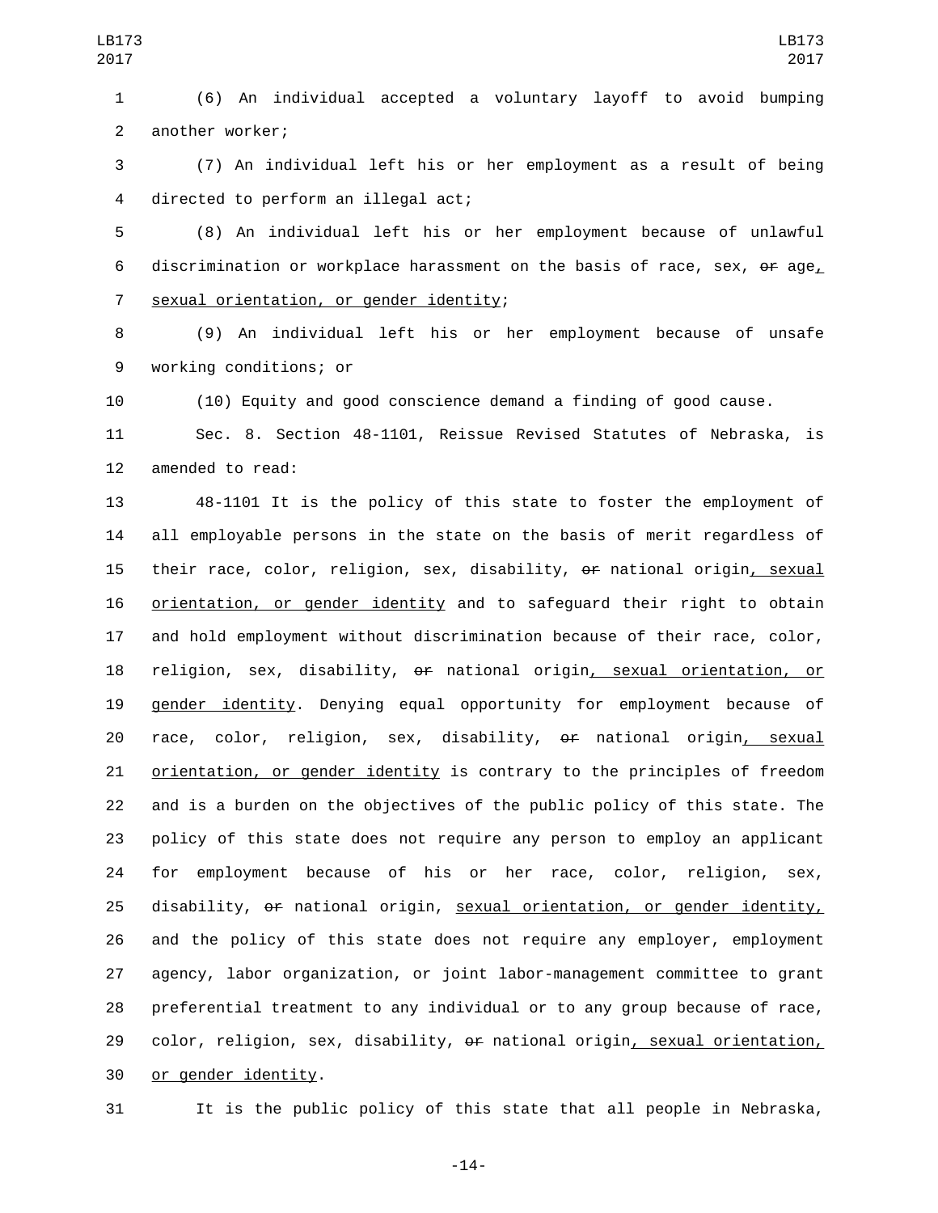(6) An individual accepted a voluntary layoff to avoid bumping another worker;

(7) An individual left his or her employment as a result of being directed to perform an illegal act;

(8) An individual left his or her employment because of unlawful discrimination or workplace harassment on the basis of race, sex, ~~or~~ age, sexual orientation, or gender identity;

(9) An individual left his or her employment because of unsafe working conditions; or

(10) Equity and good conscience demand a finding of good cause.

Sec. 8. Section 48-1101, Reissue Revised Statutes of Nebraska, is amended to read:

48-1101 It is the policy of this state to foster the employment of all employable persons in the state on the basis of merit regardless of their race, color, religion, sex, disability, ~~or~~ national origin, sexual orientation, or gender identity and to safeguard their right to obtain and hold employment without discrimination because of their race, color, religion, sex, disability, ~~or~~ national origin, sexual orientation, or gender identity. Denying equal opportunity for employment because of race, color, religion, sex, disability, ~~or~~ national origin, sexual orientation, or gender identity is contrary to the principles of freedom and is a burden on the objectives of the public policy of this state. The policy of this state does not require any person to employ an applicant for employment because of his or her race, color, religion, sex, disability, ~~or~~ national origin, sexual orientation, or gender identity, and the policy of this state does not require any employer, employment agency, labor organization, or joint labor-management committee to grant preferential treatment to any individual or to any group because of race, color, religion, sex, disability, ~~or~~ national origin, sexual orientation, or gender identity.

It is the public policy of this state that all people in Nebraska,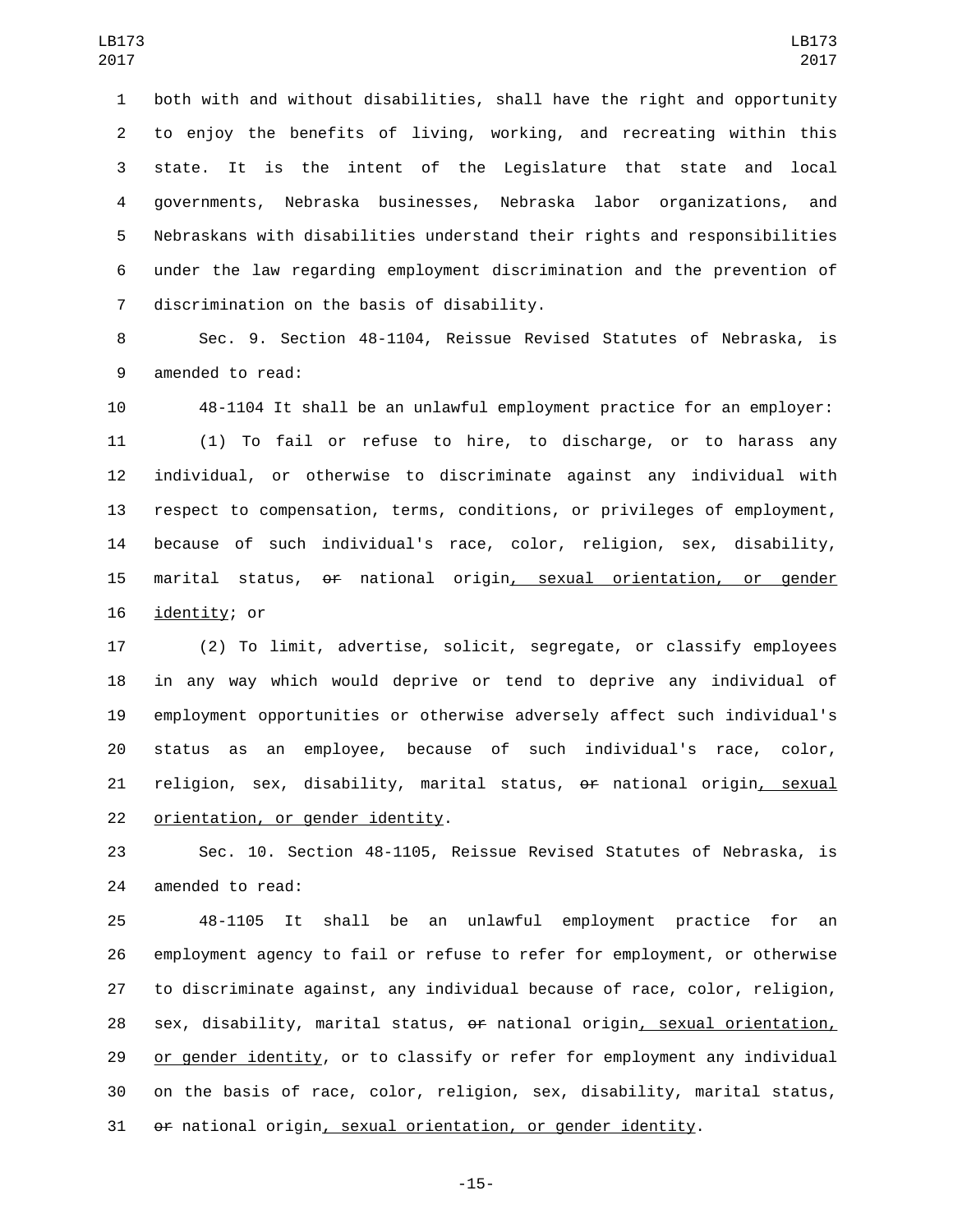both with and without disabilities, shall have the right and opportunity to enjoy the benefits of living, working, and recreating within this state. It is the intent of the Legislature that state and local governments, Nebraska businesses, Nebraska labor organizations, and Nebraskans with disabilities understand their rights and responsibilities under the law regarding employment discrimination and the prevention of discrimination on the basis of disability.

Sec. 9. Section 48-1104, Reissue Revised Statutes of Nebraska, is amended to read:

48-1104 It shall be an unlawful employment practice for an employer:

(1) To fail or refuse to hire, to discharge, or to harass any individual, or otherwise to discriminate against any individual with respect to compensation, terms, conditions, or privileges of employment, because of such individual's race, color, religion, sex, disability, marital status, ~~or~~ national origin, sexual orientation, or gender identity; or

(2) To limit, advertise, solicit, segregate, or classify employees in any way which would deprive or tend to deprive any individual of employment opportunities or otherwise adversely affect such individual's status as an employee, because of such individual's race, color, religion, sex, disability, marital status, ~~or~~ national origin, sexual orientation, or gender identity.

Sec. 10. Section 48-1105, Reissue Revised Statutes of Nebraska, is amended to read:

48-1105 It shall be an unlawful employment practice for an employment agency to fail or refuse to refer for employment, or otherwise to discriminate against, any individual because of race, color, religion, sex, disability, marital status, ~~or~~ national origin, sexual orientation, or gender identity, or to classify or refer for employment any individual on the basis of race, color, religion, sex, disability, marital status, ~~or~~ national origin, sexual orientation, or gender identity.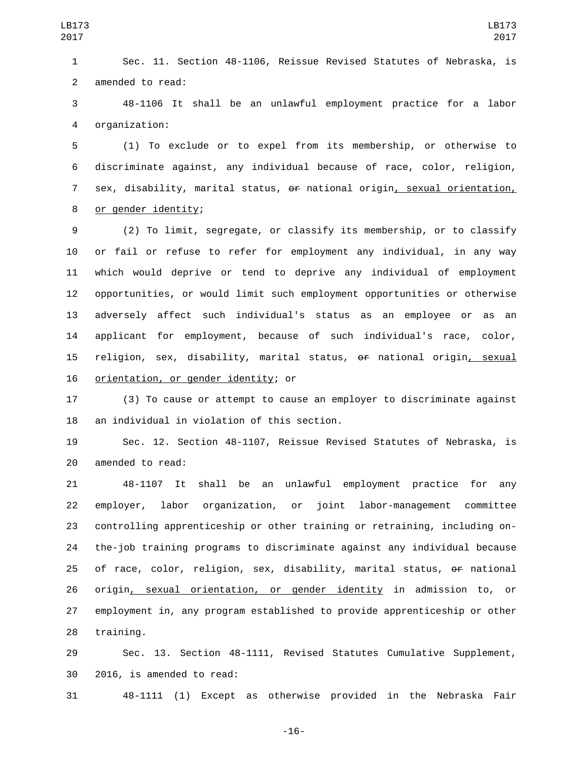Sec. 11. Section 48-1106, Reissue Revised Statutes of Nebraska, is amended to read:

48-1106 It shall be an unlawful employment practice for a labor organization:

(1) To exclude or to expel from its membership, or otherwise to discriminate against, any individual because of race, color, religion, sex, disability, marital status, ~~or~~ national origin, sexual orientation, or gender identity;

(2) To limit, segregate, or classify its membership, or to classify or fail or refuse to refer for employment any individual, in any way which would deprive or tend to deprive any individual of employment opportunities, or would limit such employment opportunities or otherwise adversely affect such individual's status as an employee or as an applicant for employment, because of such individual's race, color, religion, sex, disability, marital status, ~~or~~ national origin, sexual orientation, or gender identity; or

(3) To cause or attempt to cause an employer to discriminate against an individual in violation of this section.

Sec. 12. Section 48-1107, Reissue Revised Statutes of Nebraska, is amended to read:

48-1107 It shall be an unlawful employment practice for any employer, labor organization, or joint labor-management committee controlling apprenticeship or other training or retraining, including on-the-job training programs to discriminate against any individual because of race, color, religion, sex, disability, marital status, ~~or~~ national origin, sexual orientation, or gender identity in admission to, or employment in, any program established to provide apprenticeship or other training.

Sec. 13. Section 48-1111, Revised Statutes Cumulative Supplement, 2016, is amended to read:

48-1111 (1) Except as otherwise provided in the Nebraska Fair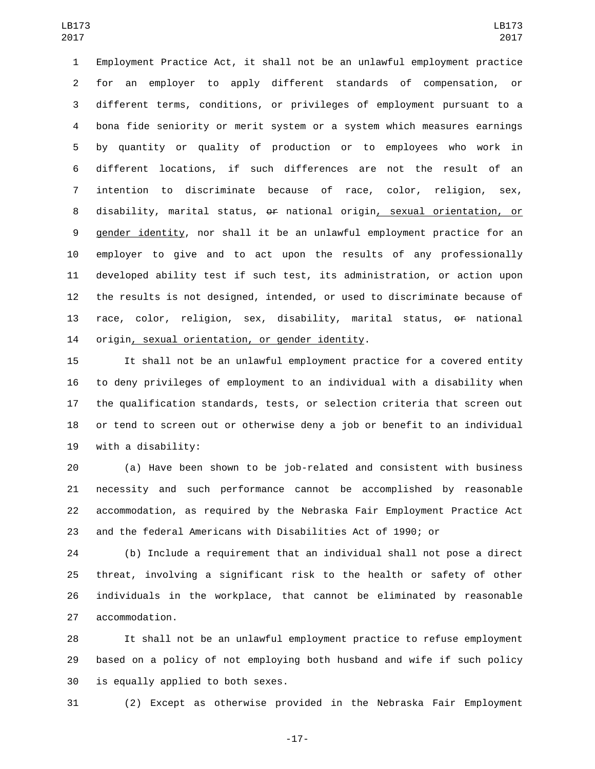Employment Practice Act, it shall not be an unlawful employment practice for an employer to apply different standards of compensation, or different terms, conditions, or privileges of employment pursuant to a bona fide seniority or merit system or a system which measures earnings by quantity or quality of production or to employees who work in different locations, if such differences are not the result of an intention to discriminate because of race, color, religion, sex, disability, marital status, ~~or~~ national origin<u>, sexual orientation, or gender identity</u>, nor shall it be an unlawful employment practice for an employer to give and to act upon the results of any professionally developed ability test if such test, its administration, or action upon the results is not designed, intended, or used to discriminate because of race, color, religion, sex, disability, marital status, ~~or~~ national origin<u>, sexual orientation, or gender identity</u>.

It shall not be an unlawful employment practice for a covered entity to deny privileges of employment to an individual with a disability when the qualification standards, tests, or selection criteria that screen out or tend to screen out or otherwise deny a job or benefit to an individual with a disability:

(a) Have been shown to be job-related and consistent with business necessity and such performance cannot be accomplished by reasonable accommodation, as required by the Nebraska Fair Employment Practice Act and the federal Americans with Disabilities Act of 1990; or

(b) Include a requirement that an individual shall not pose a direct threat, involving a significant risk to the health or safety of other individuals in the workplace, that cannot be eliminated by reasonable accommodation.

It shall not be an unlawful employment practice to refuse employment based on a policy of not employing both husband and wife if such policy is equally applied to both sexes.

(2) Except as otherwise provided in the Nebraska Fair Employment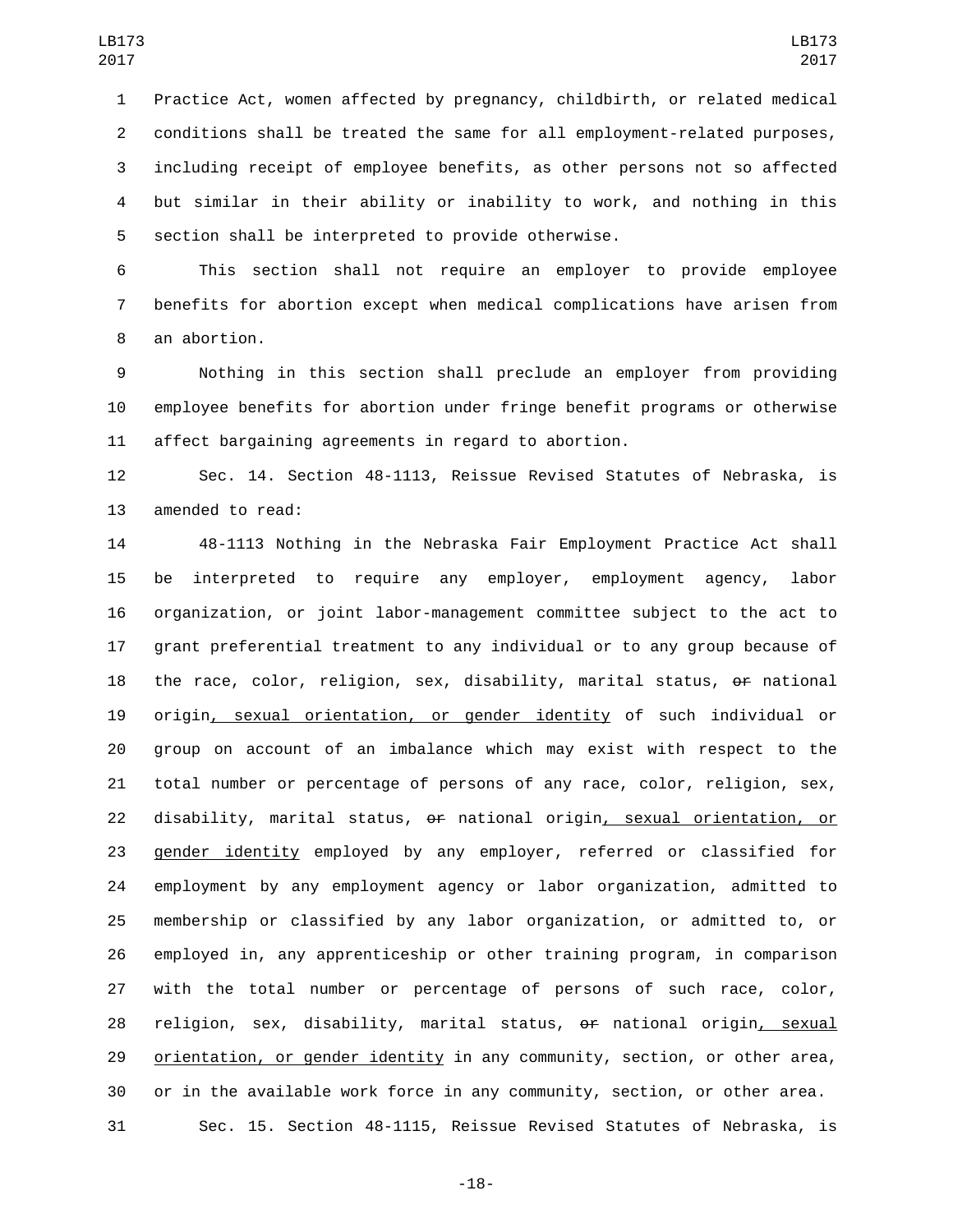Practice Act, women affected by pregnancy, childbirth, or related medical conditions shall be treated the same for all employment-related purposes, including receipt of employee benefits, as other persons not so affected but similar in their ability or inability to work, and nothing in this section shall be interpreted to provide otherwise.

This section shall not require an employer to provide employee benefits for abortion except when medical complications have arisen from an abortion.

Nothing in this section shall preclude an employer from providing employee benefits for abortion under fringe benefit programs or otherwise affect bargaining agreements in regard to abortion.

Sec. 14. Section 48-1113, Reissue Revised Statutes of Nebraska, is amended to read:

48-1113 Nothing in the Nebraska Fair Employment Practice Act shall be interpreted to require any employer, employment agency, labor organization, or joint labor-management committee subject to the act to grant preferential treatment to any individual or to any group because of the race, color, religion, sex, disability, marital status, ~~or~~ national origin, sexual orientation, or gender identity of such individual or group on account of an imbalance which may exist with respect to the total number or percentage of persons of any race, color, religion, sex, disability, marital status, ~~or~~ national origin, sexual orientation, or gender identity employed by any employer, referred or classified for employment by any employment agency or labor organization, admitted to membership or classified by any labor organization, or admitted to, or employed in, any apprenticeship or other training program, in comparison with the total number or percentage of persons of such race, color, religion, sex, disability, marital status, ~~or~~ national origin, sexual orientation, or gender identity in any community, section, or other area, or in the available work force in any community, section, or other area.

Sec. 15. Section 48-1115, Reissue Revised Statutes of Nebraska, is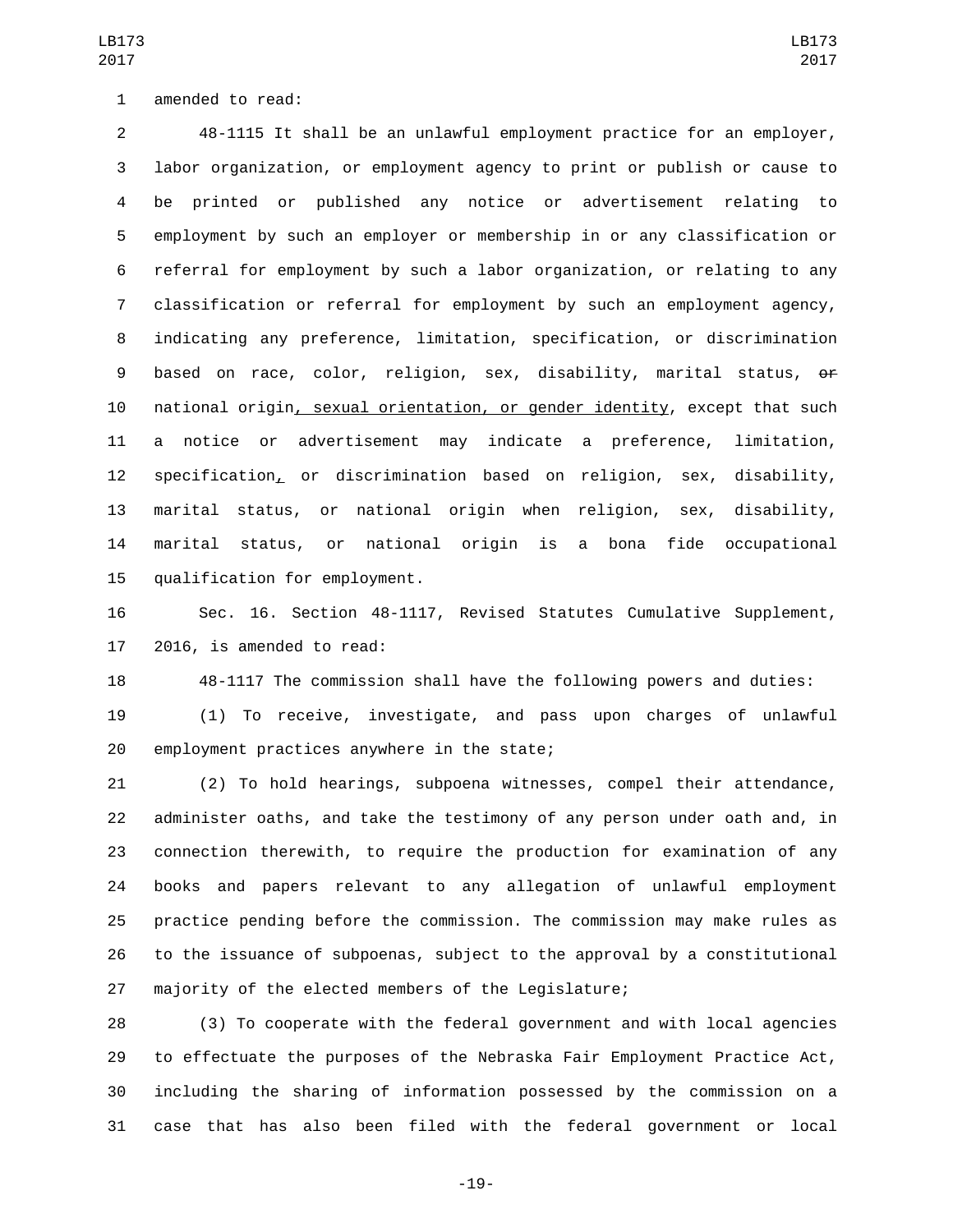amended to read:

48-1115 It shall be an unlawful employment practice for an employer, labor organization, or employment agency to print or publish or cause to be printed or published any notice or advertisement relating to employment by such an employer or membership in or any classification or referral for employment by such a labor organization, or relating to any classification or referral for employment by such an employment agency, indicating any preference, limitation, specification, or discrimination based on race, color, religion, sex, disability, marital status, ~~or~~ national origin, sexual orientation, or gender identity, except that such a notice or advertisement may indicate a preference, limitation, specification, or discrimination based on religion, sex, disability, marital status, or national origin when religion, sex, disability, marital status, or national origin is a bona fide occupational qualification for employment.

Sec. 16. Section 48-1117, Revised Statutes Cumulative Supplement, 2016, is amended to read:

48-1117 The commission shall have the following powers and duties:

(1) To receive, investigate, and pass upon charges of unlawful employment practices anywhere in the state;

(2) To hold hearings, subpoena witnesses, compel their attendance, administer oaths, and take the testimony of any person under oath and, in connection therewith, to require the production for examination of any books and papers relevant to any allegation of unlawful employment practice pending before the commission. The commission may make rules as to the issuance of subpoenas, subject to the approval by a constitutional majority of the elected members of the Legislature;

(3) To cooperate with the federal government and with local agencies to effectuate the purposes of the Nebraska Fair Employment Practice Act, including the sharing of information possessed by the commission on a case that has also been filed with the federal government or local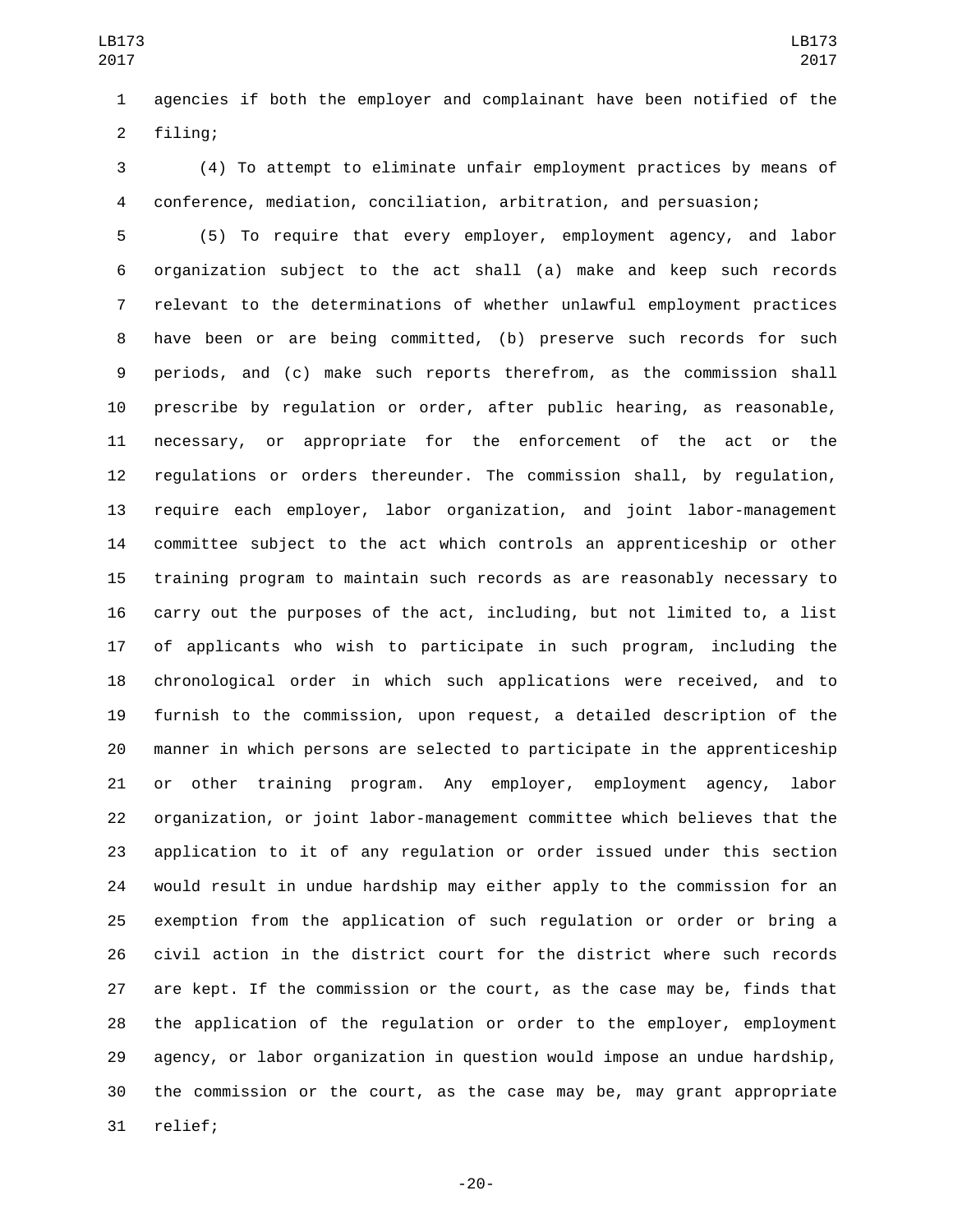agencies if both the employer and complainant have been notified of the filing;

(4) To attempt to eliminate unfair employment practices by means of conference, mediation, conciliation, arbitration, and persuasion;

(5) To require that every employer, employment agency, and labor organization subject to the act shall (a) make and keep such records relevant to the determinations of whether unlawful employment practices have been or are being committed, (b) preserve such records for such periods, and (c) make such reports therefrom, as the commission shall prescribe by regulation or order, after public hearing, as reasonable, necessary, or appropriate for the enforcement of the act or the regulations or orders thereunder. The commission shall, by regulation, require each employer, labor organization, and joint labor-management committee subject to the act which controls an apprenticeship or other training program to maintain such records as are reasonably necessary to carry out the purposes of the act, including, but not limited to, a list of applicants who wish to participate in such program, including the chronological order in which such applications were received, and to furnish to the commission, upon request, a detailed description of the manner in which persons are selected to participate in the apprenticeship or other training program. Any employer, employment agency, labor organization, or joint labor-management committee which believes that the application to it of any regulation or order issued under this section would result in undue hardship may either apply to the commission for an exemption from the application of such regulation or order or bring a civil action in the district court for the district where such records are kept. If the commission or the court, as the case may be, finds that the application of the regulation or order to the employer, employment agency, or labor organization in question would impose an undue hardship, the commission or the court, as the case may be, may grant appropriate relief;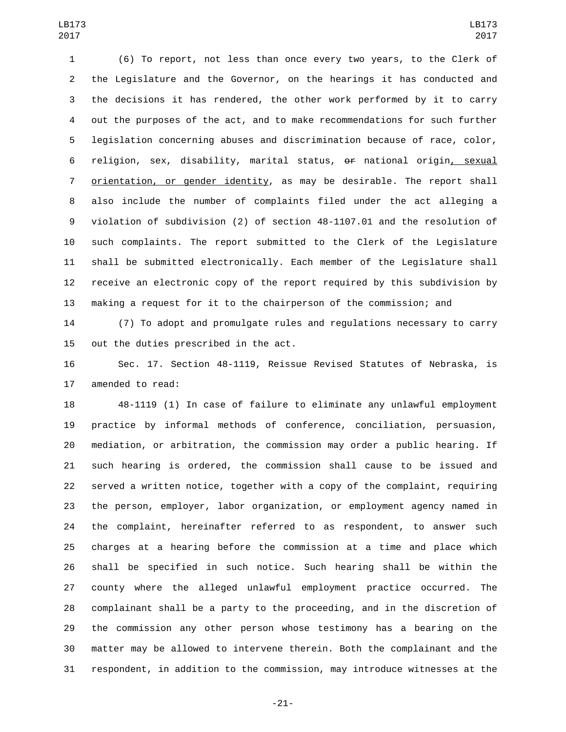(6) To report, not less than once every two years, to the Clerk of the Legislature and the Governor, on the hearings it has conducted and the decisions it has rendered, the other work performed by it to carry out the purposes of the act, and to make recommendations for such further legislation concerning abuses and discrimination because of race, color, religion, sex, disability, marital status, ~~or~~ national origin, sexual orientation, or gender identity, as may be desirable. The report shall also include the number of complaints filed under the act alleging a violation of subdivision (2) of section 48-1107.01 and the resolution of such complaints. The report submitted to the Clerk of the Legislature shall be submitted electronically. Each member of the Legislature shall receive an electronic copy of the report required by this subdivision by making a request for it to the chairperson of the commission; and

(7) To adopt and promulgate rules and regulations necessary to carry out the duties prescribed in the act.

Sec. 17. Section 48-1119, Reissue Revised Statutes of Nebraska, is amended to read:

48-1119 (1) In case of failure to eliminate any unlawful employment practice by informal methods of conference, conciliation, persuasion, mediation, or arbitration, the commission may order a public hearing. If such hearing is ordered, the commission shall cause to be issued and served a written notice, together with a copy of the complaint, requiring the person, employer, labor organization, or employment agency named in the complaint, hereinafter referred to as respondent, to answer such charges at a hearing before the commission at a time and place which shall be specified in such notice. Such hearing shall be within the county where the alleged unlawful employment practice occurred. The complainant shall be a party to the proceeding, and in the discretion of the commission any other person whose testimony has a bearing on the matter may be allowed to intervene therein. Both the complainant and the respondent, in addition to the commission, may introduce witnesses at the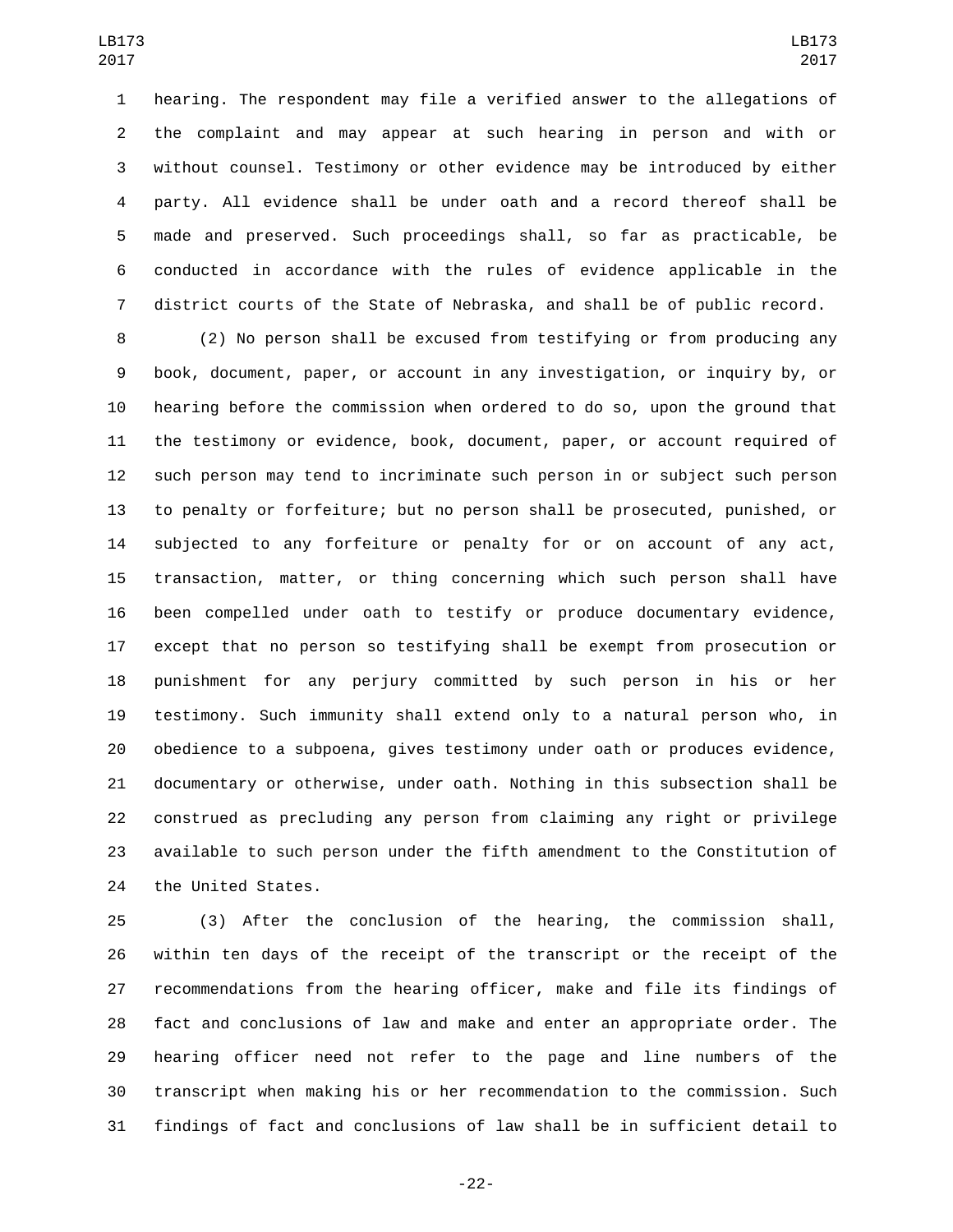hearing. The respondent may file a verified answer to the allegations of the complaint and may appear at such hearing in person and with or without counsel. Testimony or other evidence may be introduced by either party. All evidence shall be under oath and a record thereof shall be made and preserved. Such proceedings shall, so far as practicable, be conducted in accordance with the rules of evidence applicable in the district courts of the State of Nebraska, and shall be of public record.

(2) No person shall be excused from testifying or from producing any book, document, paper, or account in any investigation, or inquiry by, or hearing before the commission when ordered to do so, upon the ground that the testimony or evidence, book, document, paper, or account required of such person may tend to incriminate such person in or subject such person to penalty or forfeiture; but no person shall be prosecuted, punished, or subjected to any forfeiture or penalty for or on account of any act, transaction, matter, or thing concerning which such person shall have been compelled under oath to testify or produce documentary evidence, except that no person so testifying shall be exempt from prosecution or punishment for any perjury committed by such person in his or her testimony. Such immunity shall extend only to a natural person who, in obedience to a subpoena, gives testimony under oath or produces evidence, documentary or otherwise, under oath. Nothing in this subsection shall be construed as precluding any person from claiming any right or privilege available to such person under the fifth amendment to the Constitution of the United States.

(3) After the conclusion of the hearing, the commission shall, within ten days of the receipt of the transcript or the receipt of the recommendations from the hearing officer, make and file its findings of fact and conclusions of law and make and enter an appropriate order. The hearing officer need not refer to the page and line numbers of the transcript when making his or her recommendation to the commission. Such findings of fact and conclusions of law shall be in sufficient detail to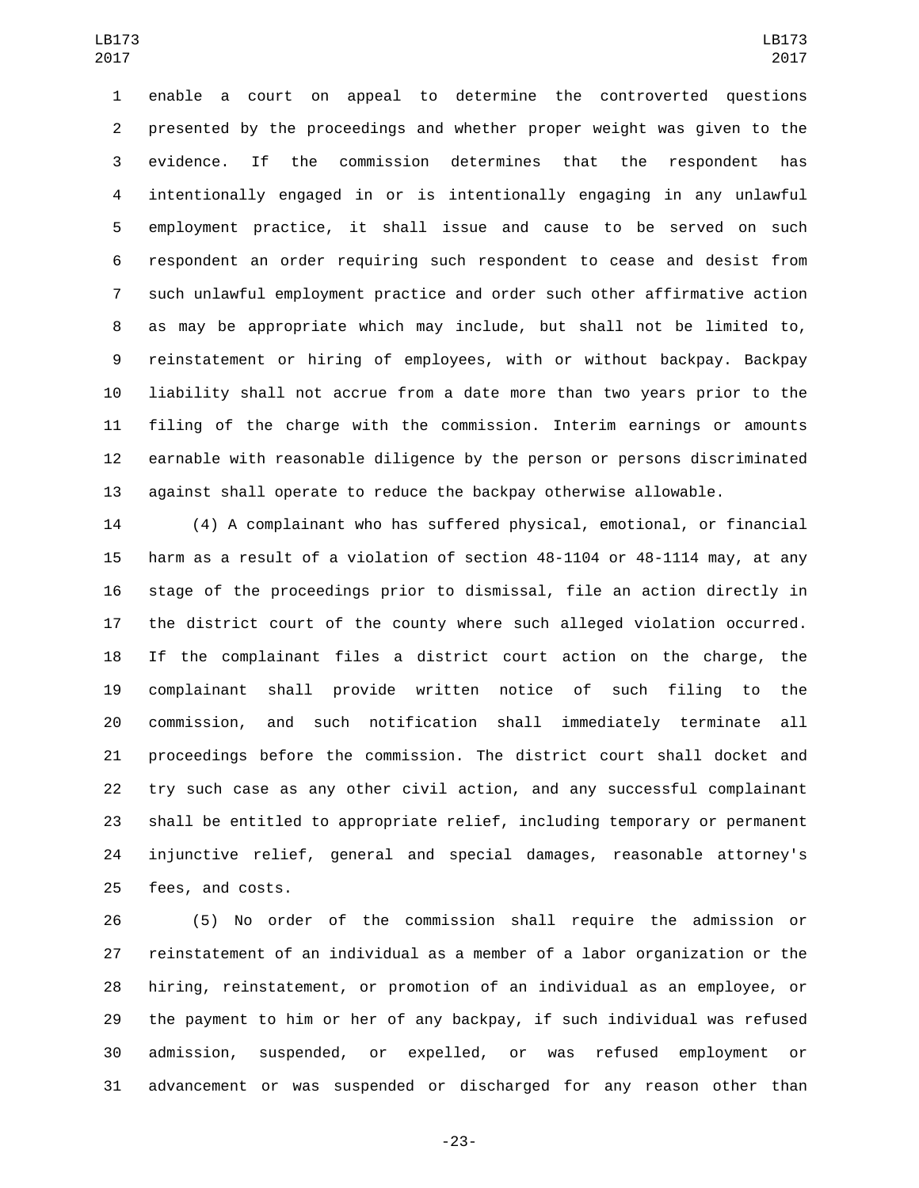enable a court on appeal to determine the controverted questions presented by the proceedings and whether proper weight was given to the evidence. If the commission determines that the respondent has intentionally engaged in or is intentionally engaging in any unlawful employment practice, it shall issue and cause to be served on such respondent an order requiring such respondent to cease and desist from such unlawful employment practice and order such other affirmative action as may be appropriate which may include, but shall not be limited to, reinstatement or hiring of employees, with or without backpay. Backpay liability shall not accrue from a date more than two years prior to the filing of the charge with the commission. Interim earnings or amounts earnable with reasonable diligence by the person or persons discriminated against shall operate to reduce the backpay otherwise allowable.

(4) A complainant who has suffered physical, emotional, or financial harm as a result of a violation of section 48-1104 or 48-1114 may, at any stage of the proceedings prior to dismissal, file an action directly in the district court of the county where such alleged violation occurred. If the complainant files a district court action on the charge, the complainant shall provide written notice of such filing to the commission, and such notification shall immediately terminate all proceedings before the commission. The district court shall docket and try such case as any other civil action, and any successful complainant shall be entitled to appropriate relief, including temporary or permanent injunctive relief, general and special damages, reasonable attorney's fees, and costs.

(5) No order of the commission shall require the admission or reinstatement of an individual as a member of a labor organization or the hiring, reinstatement, or promotion of an individual as an employee, or the payment to him or her of any backpay, if such individual was refused admission, suspended, or expelled, or was refused employment or advancement or was suspended or discharged for any reason other than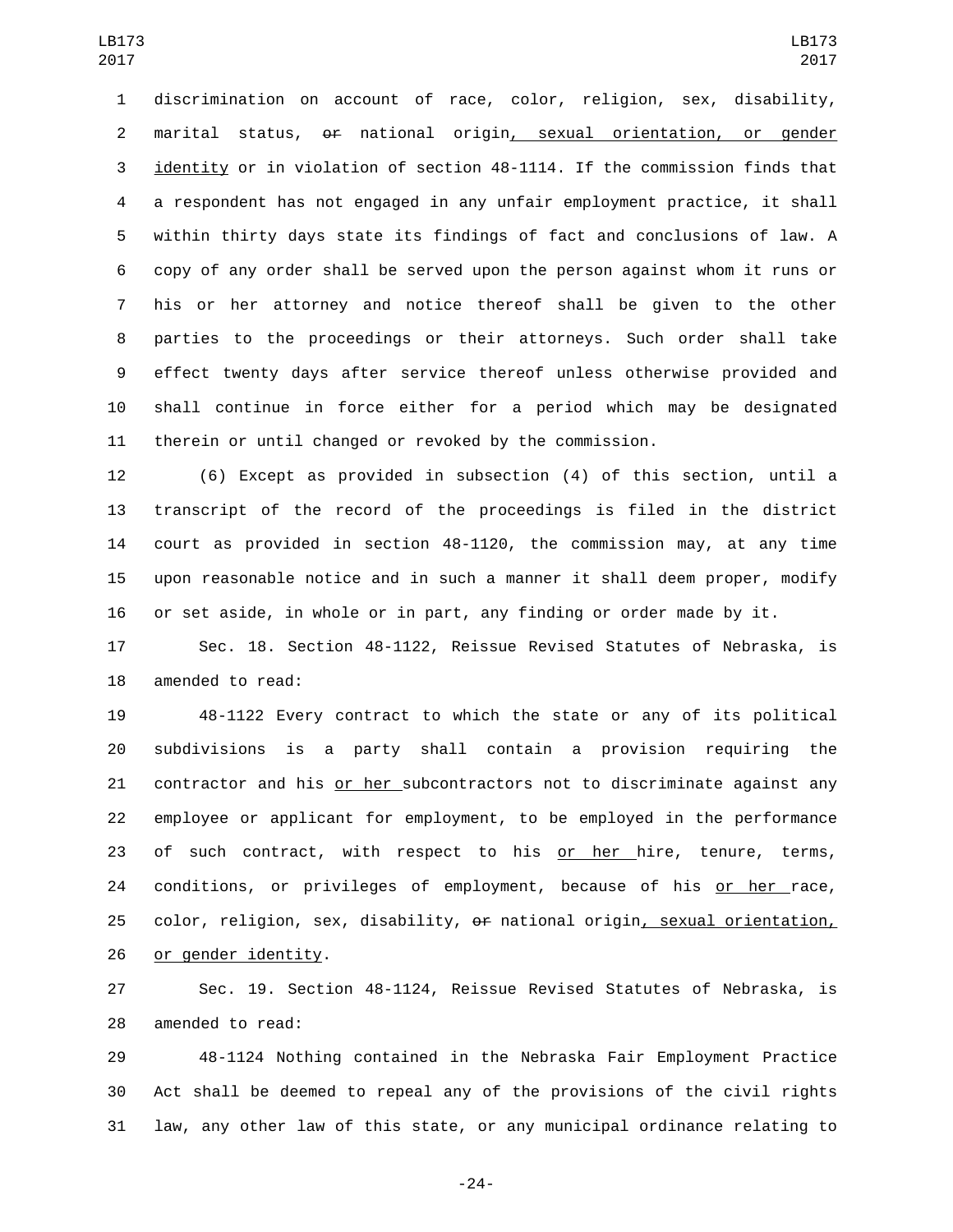discrimination on account of race, color, religion, sex, disability, marital status, ~~or~~ national origin, sexual orientation, or gender identity or in violation of section 48-1114. If the commission finds that a respondent has not engaged in any unfair employment practice, it shall within thirty days state its findings of fact and conclusions of law. A copy of any order shall be served upon the person against whom it runs or his or her attorney and notice thereof shall be given to the other parties to the proceedings or their attorneys. Such order shall take effect twenty days after service thereof unless otherwise provided and shall continue in force either for a period which may be designated therein or until changed or revoked by the commission.

(6) Except as provided in subsection (4) of this section, until a transcript of the record of the proceedings is filed in the district court as provided in section 48-1120, the commission may, at any time upon reasonable notice and in such a manner it shall deem proper, modify or set aside, in whole or in part, any finding or order made by it.

Sec. 18. Section 48-1122, Reissue Revised Statutes of Nebraska, is amended to read:

48-1122 Every contract to which the state or any of its political subdivisions is a party shall contain a provision requiring the contractor and his or her subcontractors not to discriminate against any employee or applicant for employment, to be employed in the performance of such contract, with respect to his or her hire, tenure, terms, conditions, or privileges of employment, because of his or her race, color, religion, sex, disability, ~~or~~ national origin, sexual orientation, or gender identity.

Sec. 19. Section 48-1124, Reissue Revised Statutes of Nebraska, is amended to read:

48-1124 Nothing contained in the Nebraska Fair Employment Practice Act shall be deemed to repeal any of the provisions of the civil rights law, any other law of this state, or any municipal ordinance relating to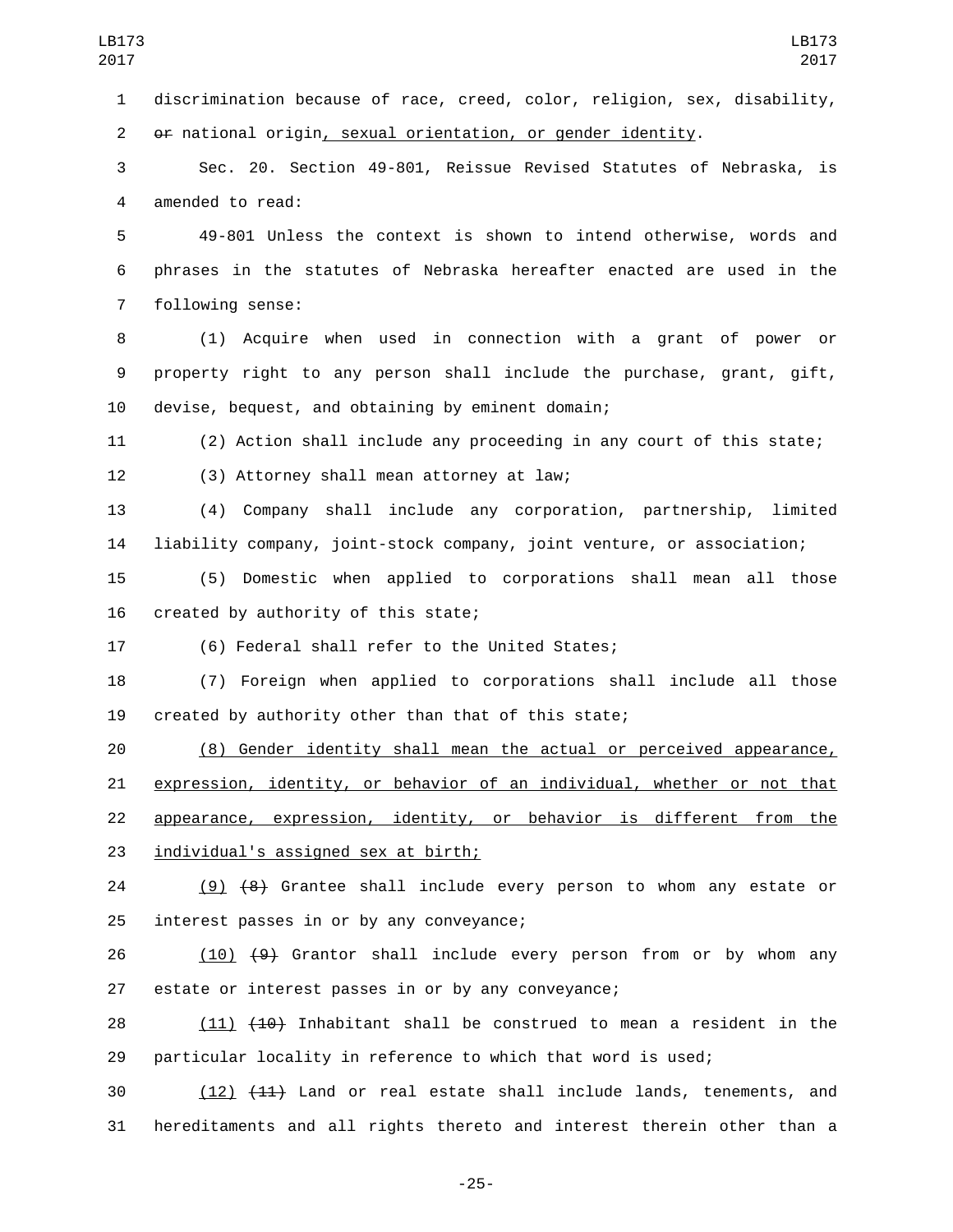discrimination because of race, creed, color, religion, sex, disability, ~~or~~ national origin, sexual orientation, or gender identity.

Sec. 20. Section 49-801, Reissue Revised Statutes of Nebraska, is amended to read:

49-801 Unless the context is shown to intend otherwise, words and phrases in the statutes of Nebraska hereafter enacted are used in the following sense:

(1) Acquire when used in connection with a grant of power or property right to any person shall include the purchase, grant, gift, devise, bequest, and obtaining by eminent domain;

(2) Action shall include any proceeding in any court of this state;

(3) Attorney shall mean attorney at law;

(4) Company shall include any corporation, partnership, limited liability company, joint-stock company, joint venture, or association;

(5) Domestic when applied to corporations shall mean all those created by authority of this state;

(6) Federal shall refer to the United States;

(7) Foreign when applied to corporations shall include all those created by authority other than that of this state;

(8) Gender identity shall mean the actual or perceived appearance, expression, identity, or behavior of an individual, whether or not that appearance, expression, identity, or behavior is different from the individual's assigned sex at birth;

(9) ~~(8)~~ Grantee shall include every person to whom any estate or interest passes in or by any conveyance;

(10) ~~(9)~~ Grantor shall include every person from or by whom any estate or interest passes in or by any conveyance;

(11) ~~(10)~~ Inhabitant shall be construed to mean a resident in the particular locality in reference to which that word is used;

(12) ~~(11)~~ Land or real estate shall include lands, tenements, and hereditaments and all rights thereto and interest therein other than a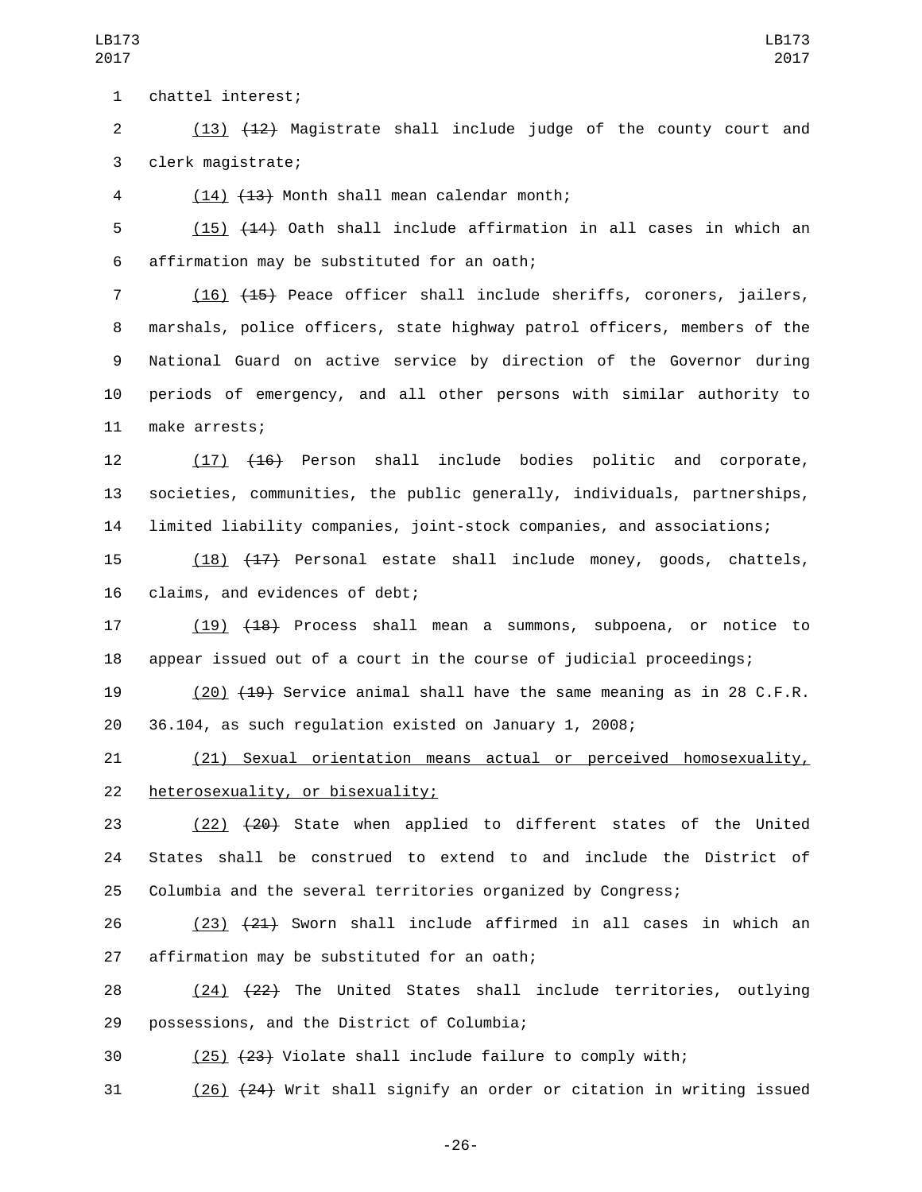chattel interest;

(13) ~~(12)~~ Magistrate shall include judge of the county court and clerk magistrate;

(14) ~~(13)~~ Month shall mean calendar month;

(15) ~~(14)~~ Oath shall include affirmation in all cases in which an affirmation may be substituted for an oath;

(16) ~~(15)~~ Peace officer shall include sheriffs, coroners, jailers, marshals, police officers, state highway patrol officers, members of the National Guard on active service by direction of the Governor during periods of emergency, and all other persons with similar authority to make arrests;

(17) ~~(16)~~ Person shall include bodies politic and corporate, societies, communities, the public generally, individuals, partnerships, limited liability companies, joint-stock companies, and associations;

(18) ~~(17)~~ Personal estate shall include money, goods, chattels, claims, and evidences of debt;

(19) ~~(18)~~ Process shall mean a summons, subpoena, or notice to appear issued out of a court in the course of judicial proceedings;

(20) ~~(19)~~ Service animal shall have the same meaning as in 28 C.F.R. 36.104, as such regulation existed on January 1, 2008;

(21) Sexual orientation means actual or perceived homosexuality, heterosexuality, or bisexuality;

(22) ~~(20)~~ State when applied to different states of the United States shall be construed to extend to and include the District of Columbia and the several territories organized by Congress;

(23) ~~(21)~~ Sworn shall include affirmed in all cases in which an affirmation may be substituted for an oath;

(24) ~~(22)~~ The United States shall include territories, outlying possessions, and the District of Columbia;

(25) ~~(23)~~ Violate shall include failure to comply with;

(26) ~~(24)~~ Writ shall signify an order or citation in writing issued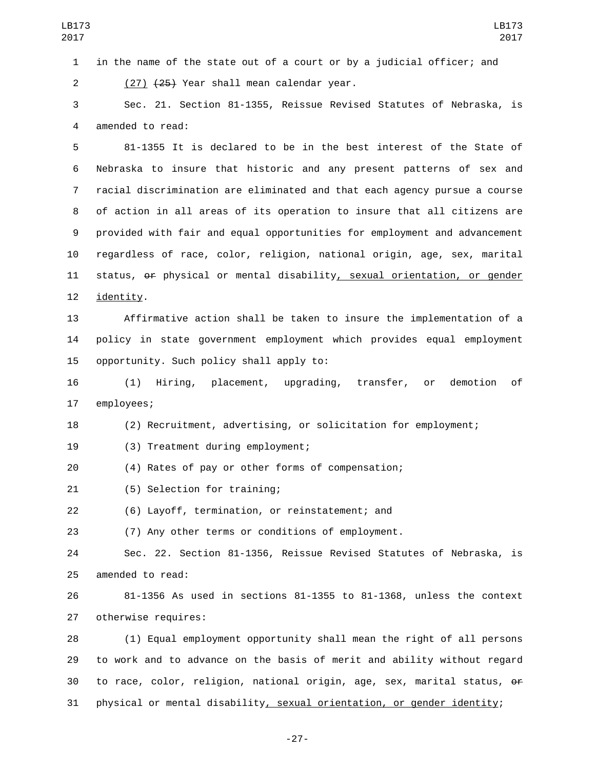in the name of the state out of a court or by a judicial officer; and

(27) ~~(25)~~ Year shall mean calendar year.

Sec. 21. Section 81-1355, Reissue Revised Statutes of Nebraska, is amended to read:

81-1355 It is declared to be in the best interest of the State of Nebraska to insure that historic and any present patterns of sex and racial discrimination are eliminated and that each agency pursue a course of action in all areas of its operation to insure that all citizens are provided with fair and equal opportunities for employment and advancement regardless of race, color, religion, national origin, age, sex, marital status, ~~or~~ physical or mental disability, sexual orientation, or gender identity.

Affirmative action shall be taken to insure the implementation of a policy in state government employment which provides equal employment opportunity. Such policy shall apply to:

(1) Hiring, placement, upgrading, transfer, or demotion of employees;

(2) Recruitment, advertising, or solicitation for employment;

(3) Treatment during employment;

(4) Rates of pay or other forms of compensation;

(5) Selection for training;

(6) Layoff, termination, or reinstatement; and

(7) Any other terms or conditions of employment.

Sec. 22. Section 81-1356, Reissue Revised Statutes of Nebraska, is amended to read:

81-1356 As used in sections 81-1355 to 81-1368, unless the context otherwise requires:

(1) Equal employment opportunity shall mean the right of all persons to work and to advance on the basis of merit and ability without regard to race, color, religion, national origin, age, sex, marital status, ~~or~~ physical or mental disability, sexual orientation, or gender identity;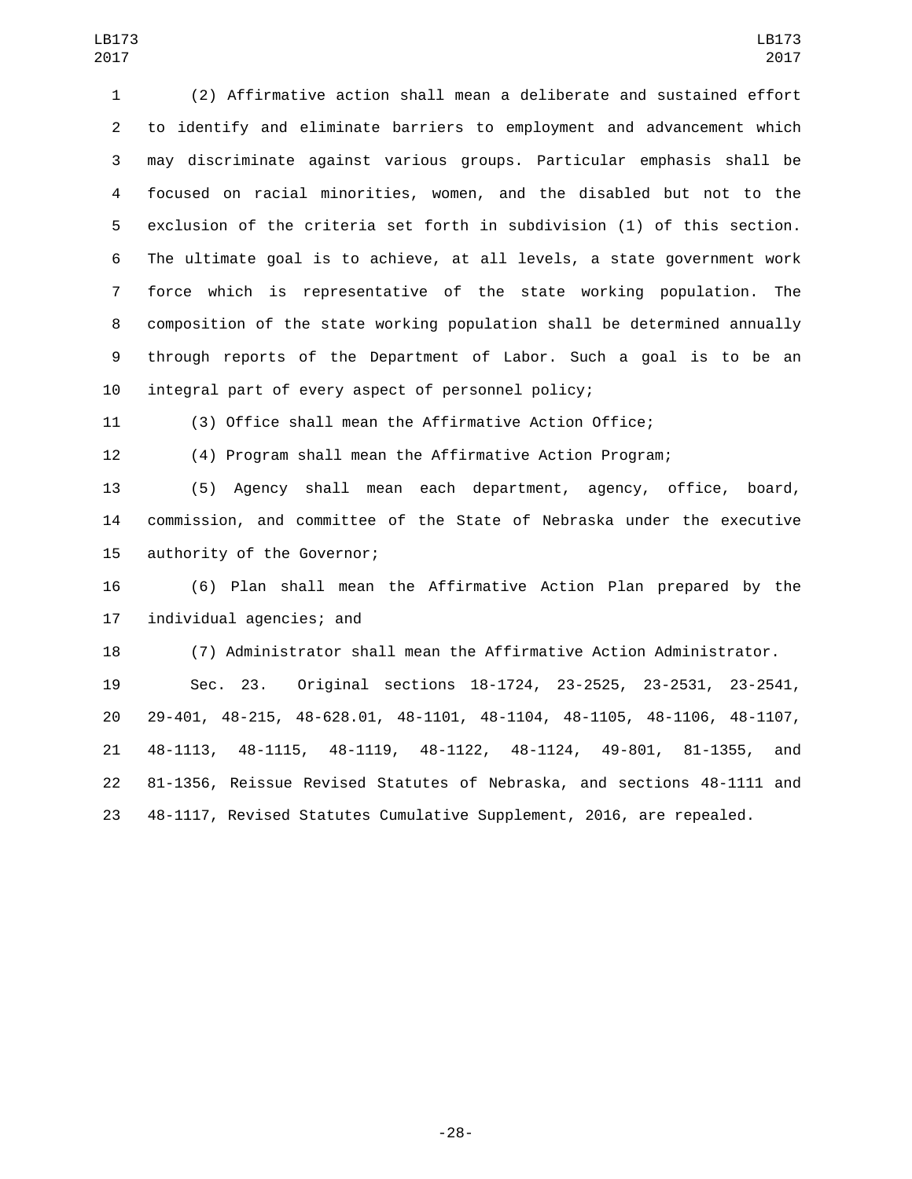(2) Affirmative action shall mean a deliberate and sustained effort to identify and eliminate barriers to employment and advancement which may discriminate against various groups. Particular emphasis shall be focused on racial minorities, women, and the disabled but not to the exclusion of the criteria set forth in subdivision (1) of this section. The ultimate goal is to achieve, at all levels, a state government work force which is representative of the state working population. The composition of the state working population shall be determined annually through reports of the Department of Labor. Such a goal is to be an integral part of every aspect of personnel policy;

(3) Office shall mean the Affirmative Action Office;

(4) Program shall mean the Affirmative Action Program;

(5) Agency shall mean each department, agency, office, board, commission, and committee of the State of Nebraska under the executive authority of the Governor;

(6) Plan shall mean the Affirmative Action Plan prepared by the individual agencies; and

(7) Administrator shall mean the Affirmative Action Administrator.

Sec. 23. Original sections 18-1724, 23-2525, 23-2531, 23-2541, 29-401, 48-215, 48-628.01, 48-1101, 48-1104, 48-1105, 48-1106, 48-1107, 48-1113, 48-1115, 48-1119, 48-1122, 48-1124, 49-801, 81-1355, and 81-1356, Reissue Revised Statutes of Nebraska, and sections 48-1111 and 48-1117, Revised Statutes Cumulative Supplement, 2016, are repealed.